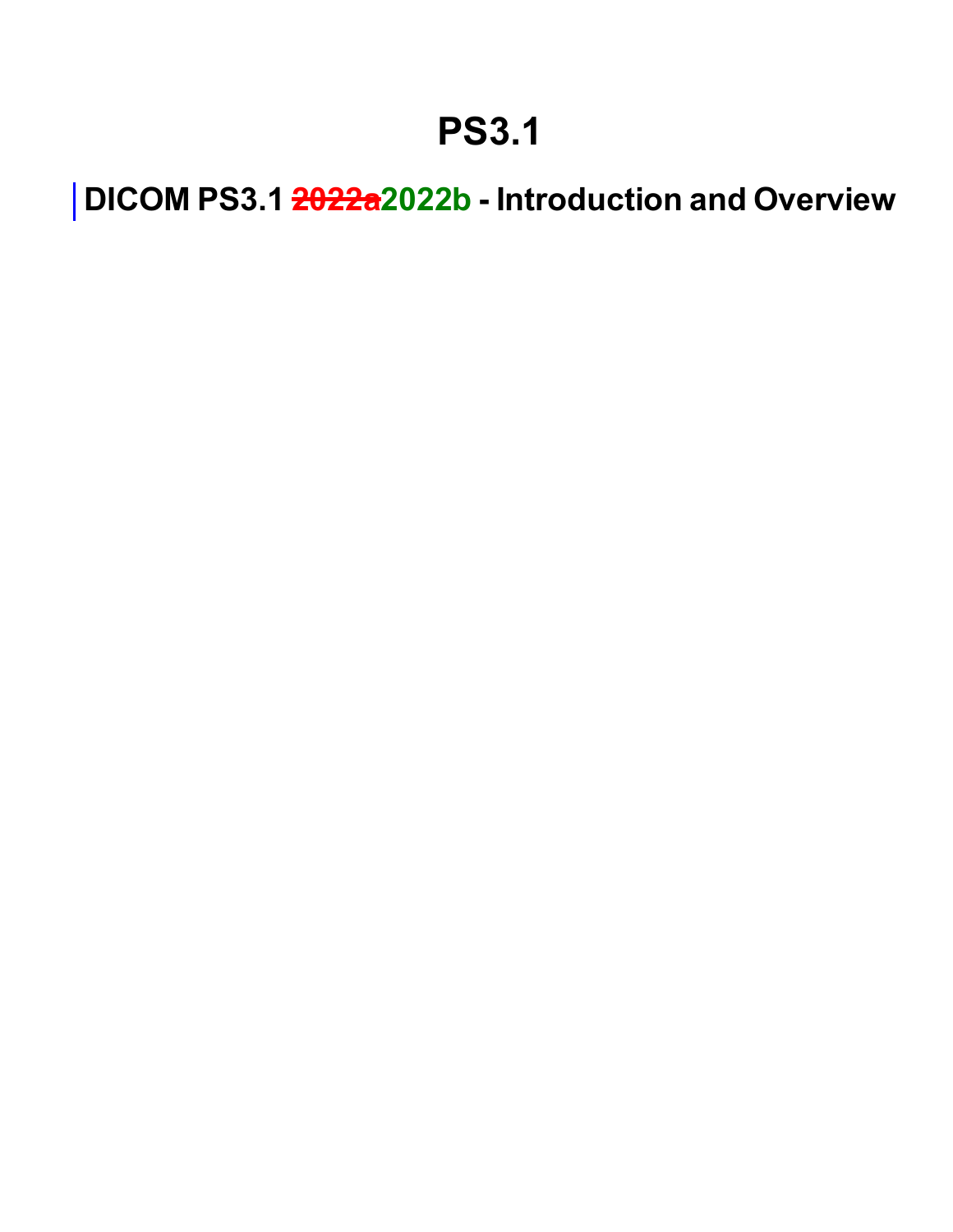# PS3.1

## DICOM PS3.1 ~~2022a~~2022b - Introduction and Overview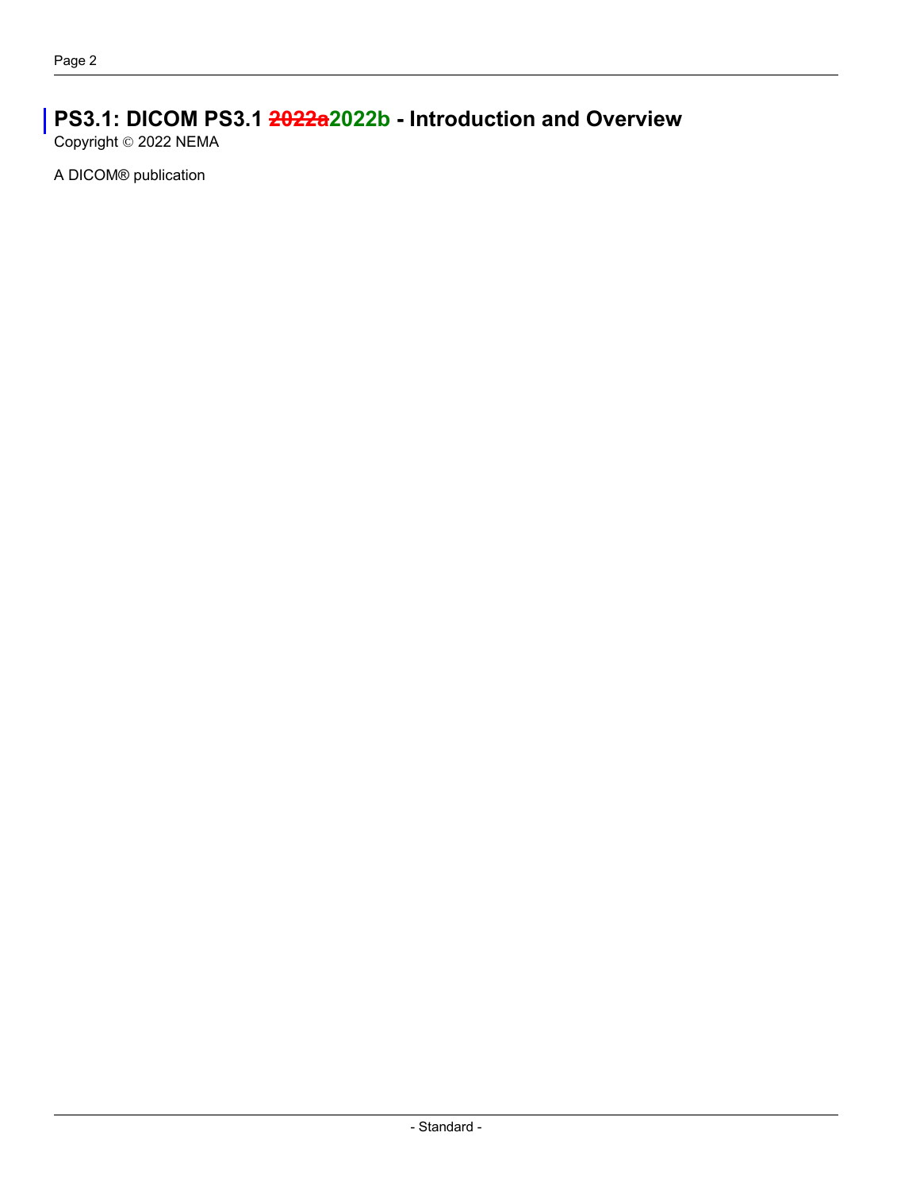# PS3.1: DICOM PS3.1 ~~2022a~~2022b - Introduction and Overview

Copyright © 2022 NEMA

A DICOM® publication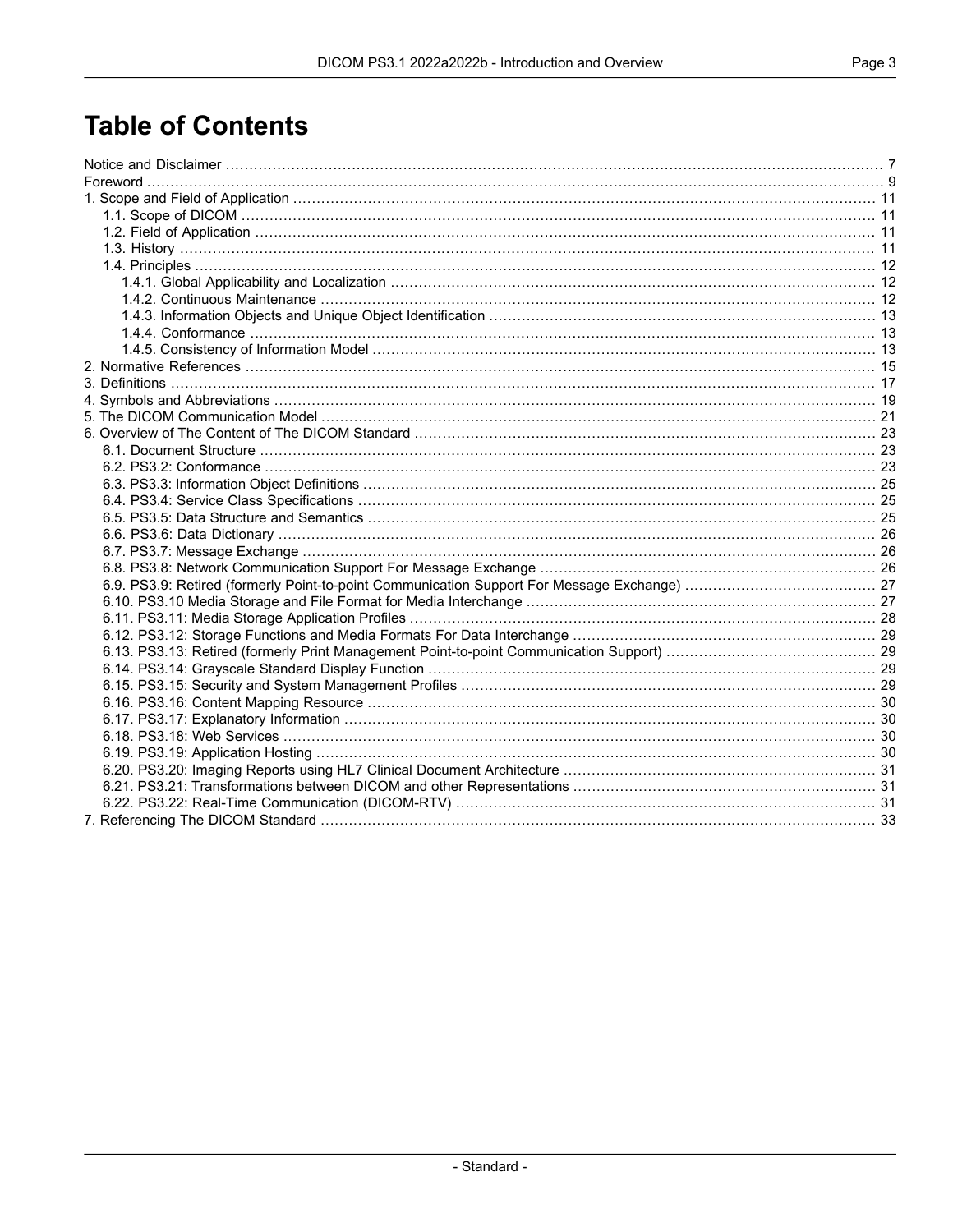# Table of Contents

Notice and Disclaimer ........ 7
Foreword ........ 9
1. Scope and Field of Application ........ 11
 1.1. Scope of DICOM ........ 11
 1.2. Field of Application ........ 11
 1.3. History ........ 11
 1.4. Principles ........ 12
  1.4.1. Global Applicability and Localization ........ 12
  1.4.2. Continuous Maintenance ........ 12
  1.4.3. Information Objects and Unique Object Identification ........ 13
  1.4.4. Conformance ........ 13
  1.4.5. Consistency of Information Model ........ 13
2. Normative References ........ 15
3. Definitions ........ 17
4. Symbols and Abbreviations ........ 19
5. The DICOM Communication Model ........ 21
6. Overview of The Content of The DICOM Standard ........ 23
 6.1. Document Structure ........ 23
 6.2. PS3.2: Conformance ........ 23
 6.3. PS3.3: Information Object Definitions ........ 25
 6.4. PS3.4: Service Class Specifications ........ 25
 6.5. PS3.5: Data Structure and Semantics ........ 25
 6.6. PS3.6: Data Dictionary ........ 26
 6.7. PS3.7: Message Exchange ........ 26
 6.8. PS3.8: Network Communication Support For Message Exchange ........ 26
 6.9. PS3.9: Retired (formerly Point-to-point Communication Support For Message Exchange) ........ 27
 6.10. PS3.10 Media Storage and File Format for Media Interchange ........ 27
 6.11. PS3.11: Media Storage Application Profiles ........ 28
 6.12. PS3.12: Storage Functions and Media Formats For Data Interchange ........ 29
 6.13. PS3.13: Retired (formerly Print Management Point-to-point Communication Support) ........ 29
 6.14. PS3.14: Grayscale Standard Display Function ........ 29
 6.15. PS3.15: Security and System Management Profiles ........ 29
 6.16. PS3.16: Content Mapping Resource ........ 30
 6.17. PS3.17: Explanatory Information ........ 30
 6.18. PS3.18: Web Services ........ 30
 6.19. PS3.19: Application Hosting ........ 30
 6.20. PS3.20: Imaging Reports using HL7 Clinical Document Architecture ........ 31
 6.21. PS3.21: Transformations between DICOM and other Representations ........ 31
 6.22. PS3.22: Real-Time Communication (DICOM-RTV) ........ 31
7. Referencing The DICOM Standard ........ 33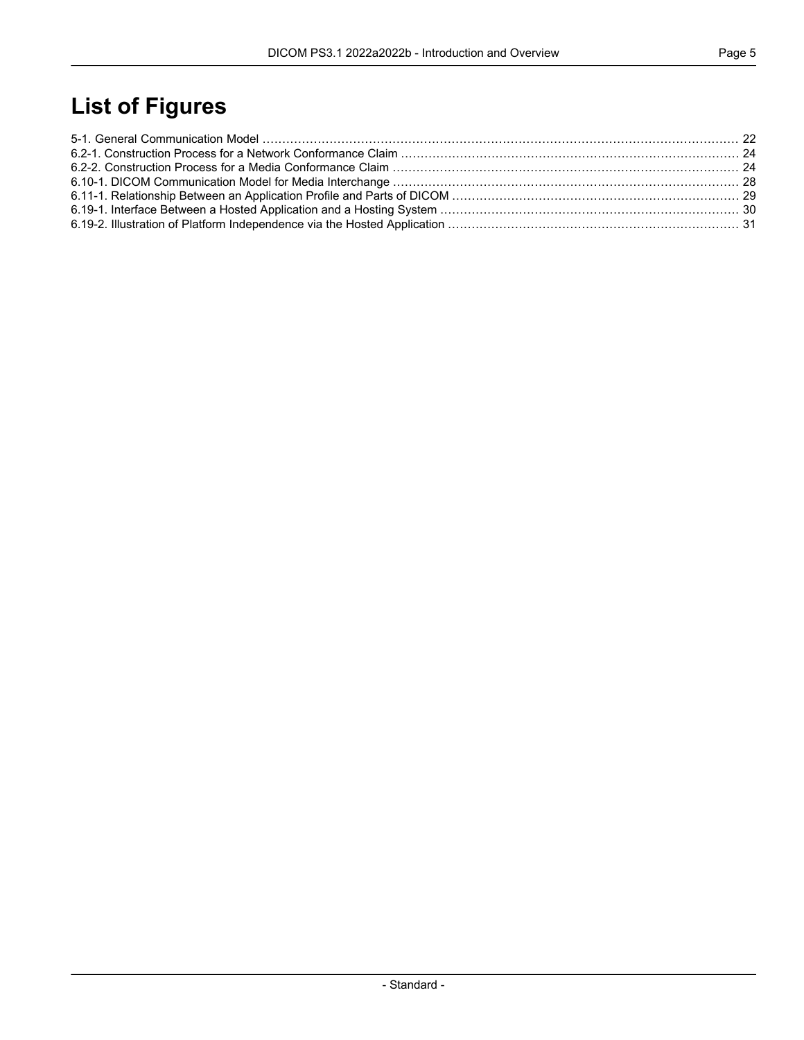# List of Figures

5-1. General Communication Model ........................................................................................................................ 22
6.2-1. Construction Process for a Network Conformance Claim .................................................................................... 24
6.2-2. Construction Process for a Media Conformance Claim ....................................................................................... 24
6.10-1. DICOM Communication Model for Media Interchange ...................................................................................... 28
6.11-1. Relationship Between an Application Profile and Parts of DICOM ........................................................................ 29
6.19-1. Interface Between a Hosted Application and a Hosting System ........................................................................... 30
6.19-2. Illustration of Platform Independence via the Hosted Application ......................................................................... 31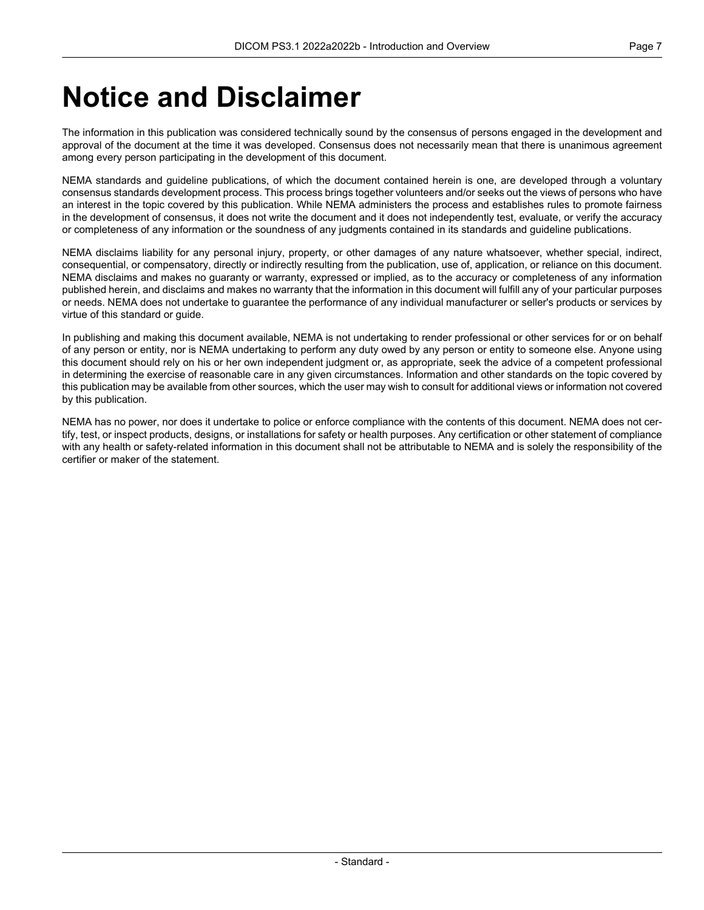# Notice and Disclaimer

The information in this publication was considered technically sound by the consensus of persons engaged in the development and approval of the document at the time it was developed. Consensus does not necessarily mean that there is unanimous agreement among every person participating in the development of this document.

NEMA standards and guideline publications, of which the document contained herein is one, are developed through a voluntary consensus standards development process. This process brings together volunteers and/or seeks out the views of persons who have an interest in the topic covered by this publication. While NEMA administers the process and establishes rules to promote fairness in the development of consensus, it does not write the document and it does not independently test, evaluate, or verify the accuracy or completeness of any information or the soundness of any judgments contained in its standards and guideline publications.

NEMA disclaims liability for any personal injury, property, or other damages of any nature whatsoever, whether special, indirect, consequential, or compensatory, directly or indirectly resulting from the publication, use of, application, or reliance on this document. NEMA disclaims and makes no guaranty or warranty, expressed or implied, as to the accuracy or completeness of any information published herein, and disclaims and makes no warranty that the information in this document will fulfill any of your particular purposes or needs. NEMA does not undertake to guarantee the performance of any individual manufacturer or seller's products or services by virtue of this standard or guide.

In publishing and making this document available, NEMA is not undertaking to render professional or other services for or on behalf of any person or entity, nor is NEMA undertaking to perform any duty owed by any person or entity to someone else. Anyone using this document should rely on his or her own independent judgment or, as appropriate, seek the advice of a competent professional in determining the exercise of reasonable care in any given circumstances. Information and other standards on the topic covered by this publication may be available from other sources, which the user may wish to consult for additional views or information not covered by this publication.

NEMA has no power, nor does it undertake to police or enforce compliance with the contents of this document. NEMA does not certify, test, or inspect products, designs, or installations for safety or health purposes. Any certification or other statement of compliance with any health or safety-related information in this document shall not be attributable to NEMA and is solely the responsibility of the certifier or maker of the statement.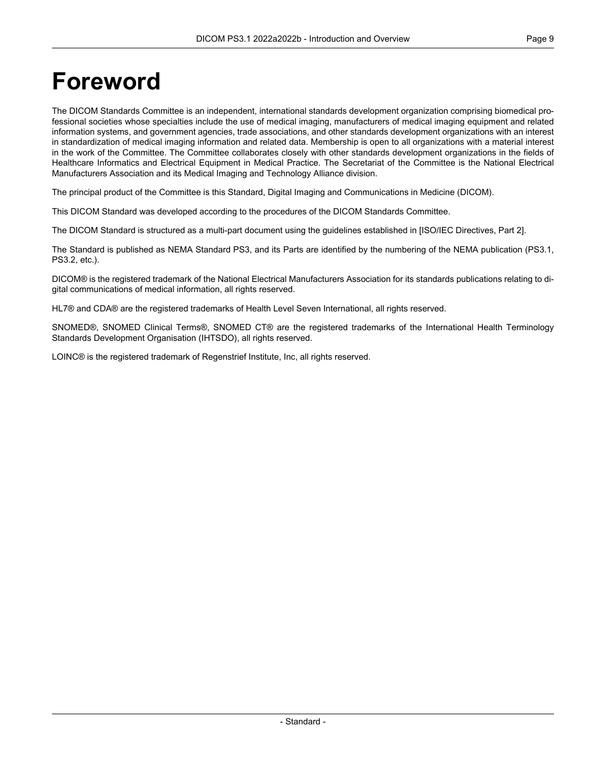# Foreword

The DICOM Standards Committee is an independent, international standards development organization comprising biomedical professional societies whose specialties include the use of medical imaging, manufacturers of medical imaging equipment and related information systems, and government agencies, trade associations, and other standards development organizations with an interest in standardization of medical imaging information and related data. Membership is open to all organizations with a material interest in the work of the Committee. The Committee collaborates closely with other standards development organizations in the fields of Healthcare Informatics and Electrical Equipment in Medical Practice. The Secretariat of the Committee is the National Electrical Manufacturers Association and its Medical Imaging and Technology Alliance division.

The principal product of the Committee is this Standard, Digital Imaging and Communications in Medicine (DICOM).

This DICOM Standard was developed according to the procedures of the DICOM Standards Committee.

The DICOM Standard is structured as a multi-part document using the guidelines established in [ISO/IEC Directives, Part 2].

The Standard is published as NEMA Standard PS3, and its Parts are identified by the numbering of the NEMA publication (PS3.1, PS3.2, etc.).

DICOM® is the registered trademark of the National Electrical Manufacturers Association for its standards publications relating to digital communications of medical information, all rights reserved.

HL7® and CDA® are the registered trademarks of Health Level Seven International, all rights reserved.

SNOMED®, SNOMED Clinical Terms®, SNOMED CT® are the registered trademarks of the International Health Terminology Standards Development Organisation (IHTSDO), all rights reserved.

LOINC® is the registered trademark of Regenstrief Institute, Inc, all rights reserved.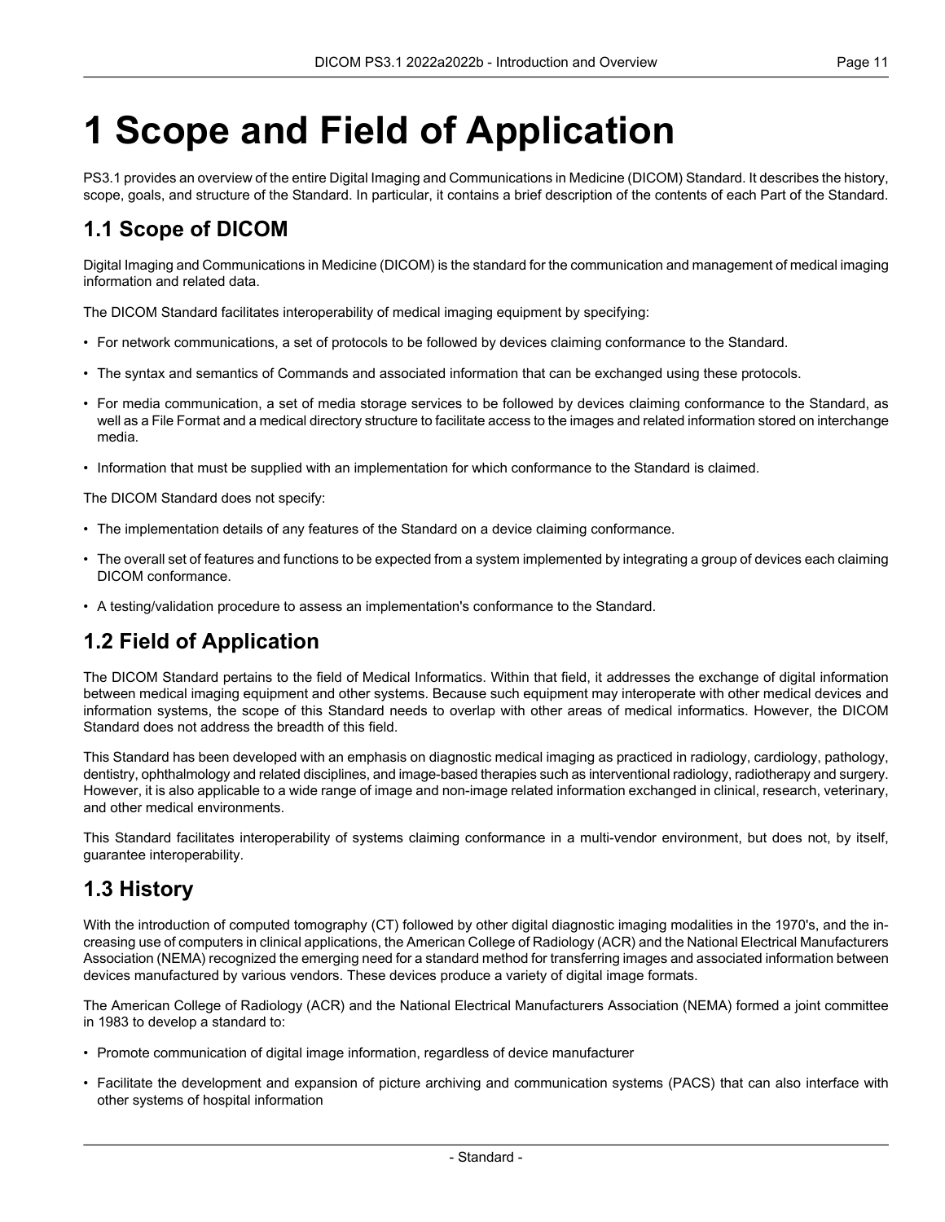# 1 Scope and Field of Application

PS3.1 provides an overview of the entire Digital Imaging and Communications in Medicine (DICOM) Standard. It describes the history, scope, goals, and structure of the Standard. In particular, it contains a brief description of the contents of each Part of the Standard.

## 1.1 Scope of DICOM

Digital Imaging and Communications in Medicine (DICOM) is the standard for the communication and management of medical imaging information and related data.

The DICOM Standard facilitates interoperability of medical imaging equipment by specifying:

- For network communications, a set of protocols to be followed by devices claiming conformance to the Standard.
- The syntax and semantics of Commands and associated information that can be exchanged using these protocols.
- For media communication, a set of media storage services to be followed by devices claiming conformance to the Standard, as well as a File Format and a medical directory structure to facilitate access to the images and related information stored on interchange media.
- Information that must be supplied with an implementation for which conformance to the Standard is claimed.

The DICOM Standard does not specify:

- The implementation details of any features of the Standard on a device claiming conformance.
- The overall set of features and functions to be expected from a system implemented by integrating a group of devices each claiming DICOM conformance.
- A testing/validation procedure to assess an implementation's conformance to the Standard.

## 1.2 Field of Application

The DICOM Standard pertains to the field of Medical Informatics. Within that field, it addresses the exchange of digital information between medical imaging equipment and other systems. Because such equipment may interoperate with other medical devices and information systems, the scope of this Standard needs to overlap with other areas of medical informatics. However, the DICOM Standard does not address the breadth of this field.

This Standard has been developed with an emphasis on diagnostic medical imaging as practiced in radiology, cardiology, pathology, dentistry, ophthalmology and related disciplines, and image-based therapies such as interventional radiology, radiotherapy and surgery. However, it is also applicable to a wide range of image and non-image related information exchanged in clinical, research, veterinary, and other medical environments.

This Standard facilitates interoperability of systems claiming conformance in a multi-vendor environment, but does not, by itself, guarantee interoperability.

## 1.3 History

With the introduction of computed tomography (CT) followed by other digital diagnostic imaging modalities in the 1970's, and the increasing use of computers in clinical applications, the American College of Radiology (ACR) and the National Electrical Manufacturers Association (NEMA) recognized the emerging need for a standard method for transferring images and associated information between devices manufactured by various vendors. These devices produce a variety of digital image formats.

The American College of Radiology (ACR) and the National Electrical Manufacturers Association (NEMA) formed a joint committee in 1983 to develop a standard to:

- Promote communication of digital image information, regardless of device manufacturer
- Facilitate the development and expansion of picture archiving and communication systems (PACS) that can also interface with other systems of hospital information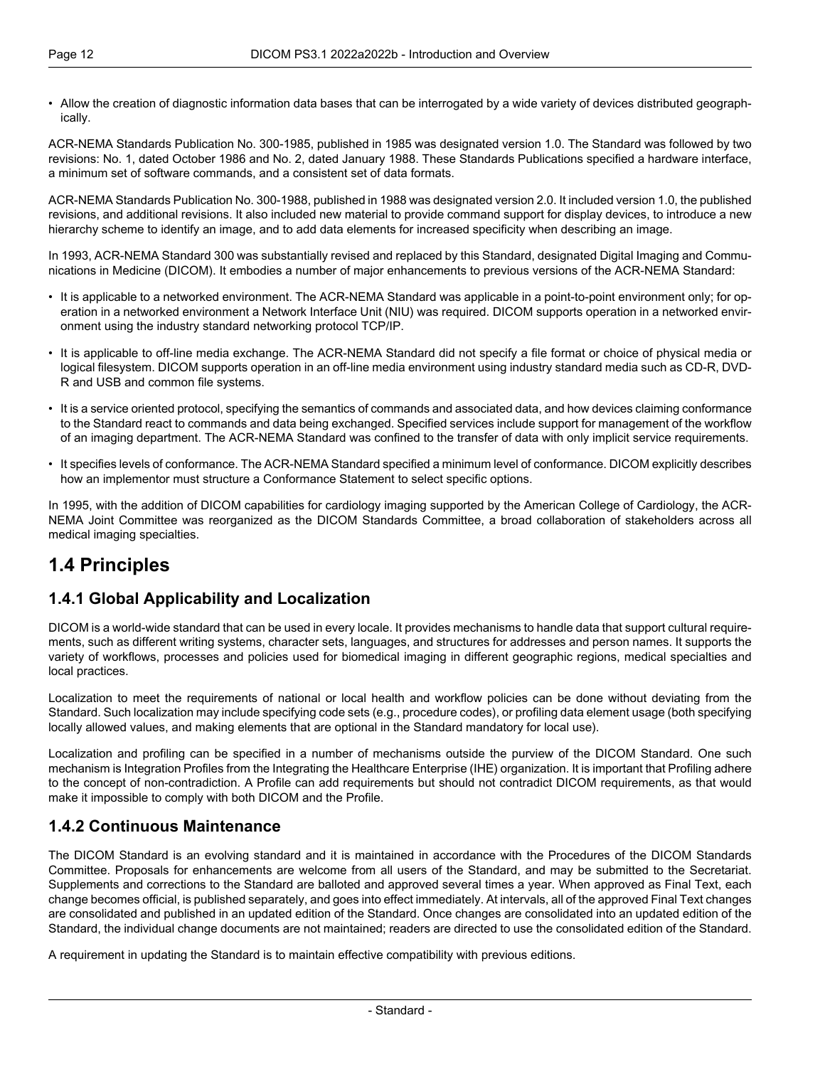- Allow the creation of diagnostic information data bases that can be interrogated by a wide variety of devices distributed geographically.

ACR-NEMA Standards Publication No. 300-1985, published in 1985 was designated version 1.0. The Standard was followed by two revisions: No. 1, dated October 1986 and No. 2, dated January 1988. These Standards Publications specified a hardware interface, a minimum set of software commands, and a consistent set of data formats.

ACR-NEMA Standards Publication No. 300-1988, published in 1988 was designated version 2.0. It included version 1.0, the published revisions, and additional revisions. It also included new material to provide command support for display devices, to introduce a new hierarchy scheme to identify an image, and to add data elements for increased specificity when describing an image.

In 1993, ACR-NEMA Standard 300 was substantially revised and replaced by this Standard, designated Digital Imaging and Communications in Medicine (DICOM). It embodies a number of major enhancements to previous versions of the ACR-NEMA Standard:

- It is applicable to a networked environment. The ACR-NEMA Standard was applicable in a point-to-point environment only; for operation in a networked environment a Network Interface Unit (NIU) was required. DICOM supports operation in a networked environment using the industry standard networking protocol TCP/IP.
- It is applicable to off-line media exchange. The ACR-NEMA Standard did not specify a file format or choice of physical media or logical filesystem. DICOM supports operation in an off-line media environment using industry standard media such as CD-R, DVD-R and USB and common file systems.
- It is a service oriented protocol, specifying the semantics of commands and associated data, and how devices claiming conformance to the Standard react to commands and data being exchanged. Specified services include support for management of the workflow of an imaging department. The ACR-NEMA Standard was confined to the transfer of data with only implicit service requirements.
- It specifies levels of conformance. The ACR-NEMA Standard specified a minimum level of conformance. DICOM explicitly describes how an implementor must structure a Conformance Statement to select specific options.

In 1995, with the addition of DICOM capabilities for cardiology imaging supported by the American College of Cardiology, the ACR-NEMA Joint Committee was reorganized as the DICOM Standards Committee, a broad collaboration of stakeholders across all medical imaging specialties.

## 1.4 Principles

### 1.4.1 Global Applicability and Localization

DICOM is a world-wide standard that can be used in every locale. It provides mechanisms to handle data that support cultural requirements, such as different writing systems, character sets, languages, and structures for addresses and person names. It supports the variety of workflows, processes and policies used for biomedical imaging in different geographic regions, medical specialties and local practices.

Localization to meet the requirements of national or local health and workflow policies can be done without deviating from the Standard. Such localization may include specifying code sets (e.g., procedure codes), or profiling data element usage (both specifying locally allowed values, and making elements that are optional in the Standard mandatory for local use).

Localization and profiling can be specified in a number of mechanisms outside the purview of the DICOM Standard. One such mechanism is Integration Profiles from the Integrating the Healthcare Enterprise (IHE) organization. It is important that Profiling adhere to the concept of non-contradiction. A Profile can add requirements but should not contradict DICOM requirements, as that would make it impossible to comply with both DICOM and the Profile.

### 1.4.2 Continuous Maintenance

The DICOM Standard is an evolving standard and it is maintained in accordance with the Procedures of the DICOM Standards Committee. Proposals for enhancements are welcome from all users of the Standard, and may be submitted to the Secretariat. Supplements and corrections to the Standard are balloted and approved several times a year. When approved as Final Text, each change becomes official, is published separately, and goes into effect immediately. At intervals, all of the approved Final Text changes are consolidated and published in an updated edition of the Standard. Once changes are consolidated into an updated edition of the Standard, the individual change documents are not maintained; readers are directed to use the consolidated edition of the Standard.

A requirement in updating the Standard is to maintain effective compatibility with previous editions.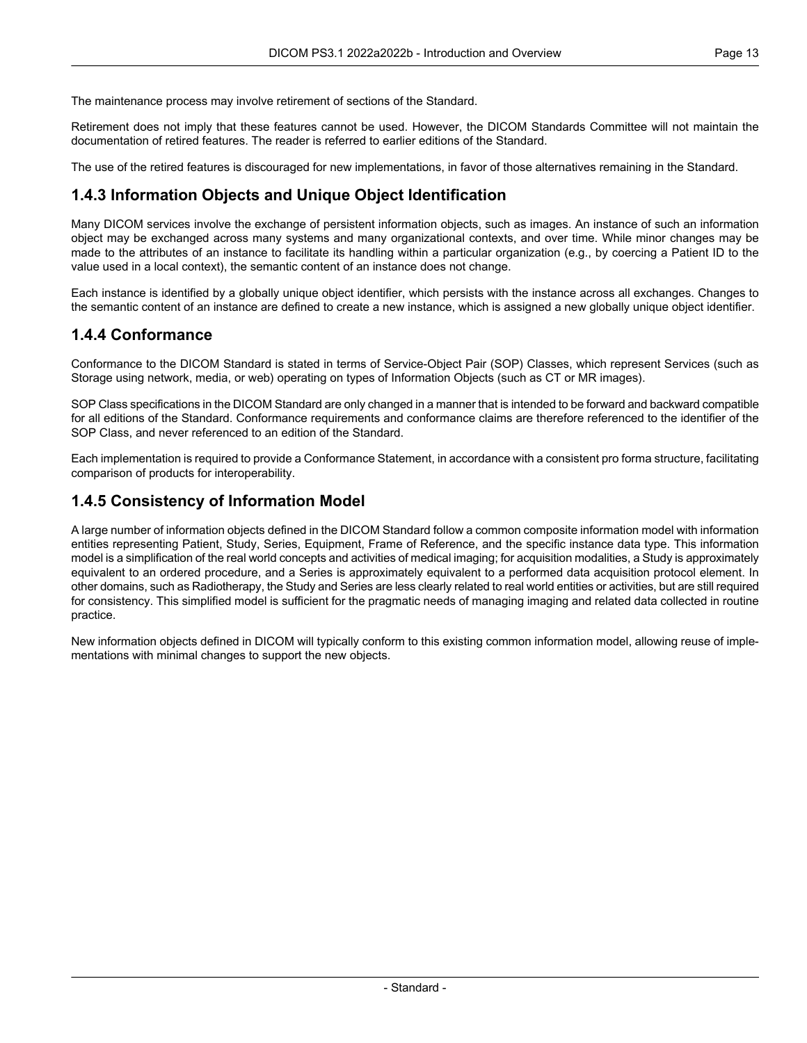The maintenance process may involve retirement of sections of the Standard.

Retirement does not imply that these features cannot be used. However, the DICOM Standards Committee will not maintain the documentation of retired features. The reader is referred to earlier editions of the Standard.

The use of the retired features is discouraged for new implementations, in favor of those alternatives remaining in the Standard.

## 1.4.3 Information Objects and Unique Object Identification

Many DICOM services involve the exchange of persistent information objects, such as images. An instance of such an information object may be exchanged across many systems and many organizational contexts, and over time. While minor changes may be made to the attributes of an instance to facilitate its handling within a particular organization (e.g., by coercing a Patient ID to the value used in a local context), the semantic content of an instance does not change.

Each instance is identified by a globally unique object identifier, which persists with the instance across all exchanges. Changes to the semantic content of an instance are defined to create a new instance, which is assigned a new globally unique object identifier.

## 1.4.4 Conformance

Conformance to the DICOM Standard is stated in terms of Service-Object Pair (SOP) Classes, which represent Services (such as Storage using network, media, or web) operating on types of Information Objects (such as CT or MR images).

SOP Class specifications in the DICOM Standard are only changed in a manner that is intended to be forward and backward compatible for all editions of the Standard. Conformance requirements and conformance claims are therefore referenced to the identifier of the SOP Class, and never referenced to an edition of the Standard.

Each implementation is required to provide a Conformance Statement, in accordance with a consistent pro forma structure, facilitating comparison of products for interoperability.

## 1.4.5 Consistency of Information Model

A large number of information objects defined in the DICOM Standard follow a common composite information model with information entities representing Patient, Study, Series, Equipment, Frame of Reference, and the specific instance data type. This information model is a simplification of the real world concepts and activities of medical imaging; for acquisition modalities, a Study is approximately equivalent to an ordered procedure, and a Series is approximately equivalent to a performed data acquisition protocol element. In other domains, such as Radiotherapy, the Study and Series are less clearly related to real world entities or activities, but are still required for consistency. This simplified model is sufficient for the pragmatic needs of managing imaging and related data collected in routine practice.

New information objects defined in DICOM will typically conform to this existing common information model, allowing reuse of implementations with minimal changes to support the new objects.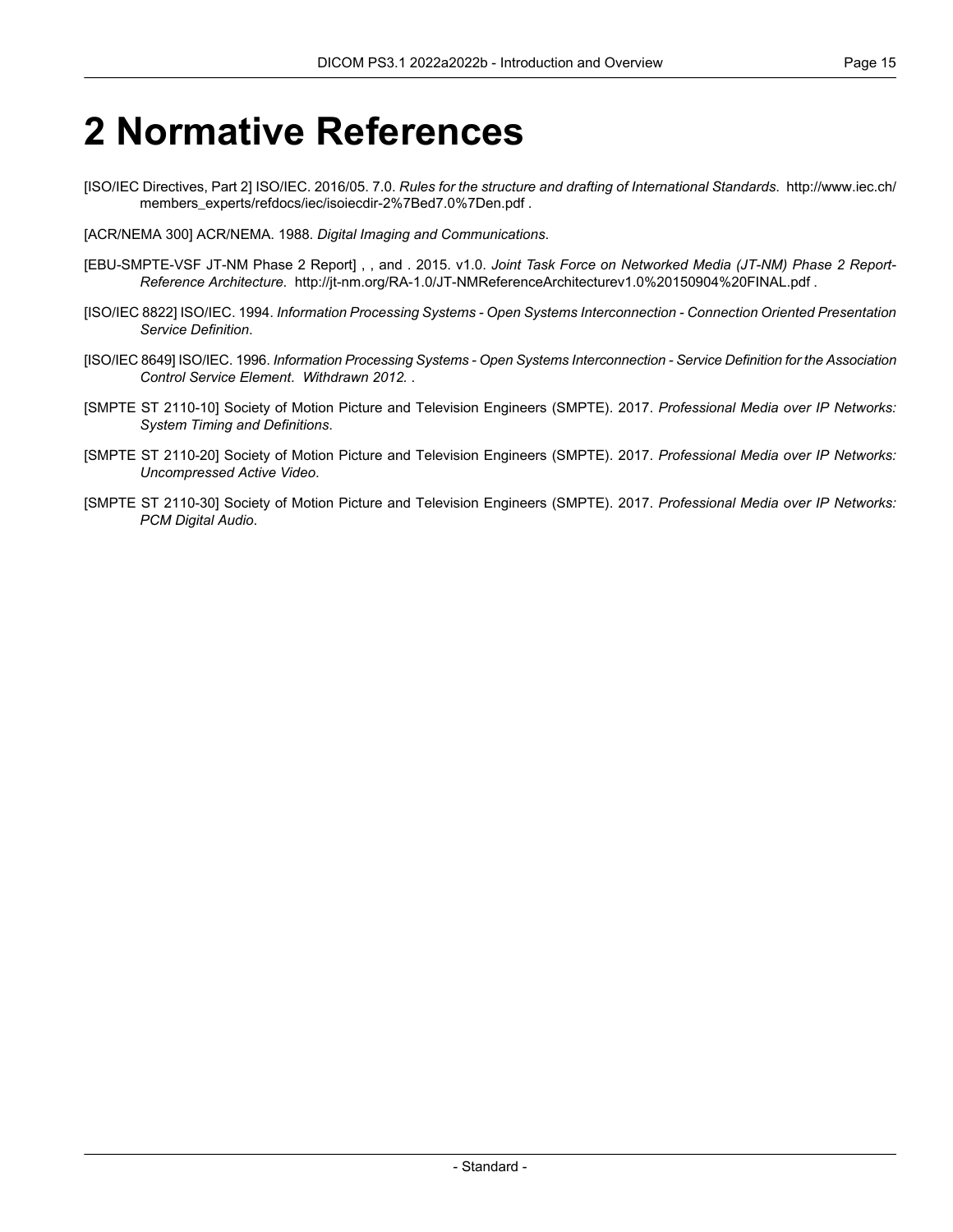# 2 Normative References

[ISO/IEC Directives, Part 2] ISO/IEC. 2016/05. 7.0. *Rules for the structure and drafting of International Standards*. http://www.iec.ch/members_experts/refdocs/iec/isoiecdir-2%7Bed7.0%7Den.pdf .

[ACR/NEMA 300] ACR/NEMA. 1988. *Digital Imaging and Communications*.

[EBU-SMPTE-VSF JT-NM Phase 2 Report] , , and . 2015. v1.0. *Joint Task Force on Networked Media (JT-NM) Phase 2 Report-Reference Architecture*. http://jt-nm.org/RA-1.0/JT-NMReferenceArchitecturev1.0%20150904%20FINAL.pdf .

[ISO/IEC 8822] ISO/IEC. 1994. *Information Processing Systems - Open Systems Interconnection - Connection Oriented Presentation Service Definition*.

[ISO/IEC 8649] ISO/IEC. 1996. *Information Processing Systems - Open Systems Interconnection - Service Definition for the Association Control Service Element*. *Withdrawn 2012.* .

[SMPTE ST 2110-10] Society of Motion Picture and Television Engineers (SMPTE). 2017. *Professional Media over IP Networks: System Timing and Definitions*.

[SMPTE ST 2110-20] Society of Motion Picture and Television Engineers (SMPTE). 2017. *Professional Media over IP Networks: Uncompressed Active Video*.

[SMPTE ST 2110-30] Society of Motion Picture and Television Engineers (SMPTE). 2017. *Professional Media over IP Networks: PCM Digital Audio*.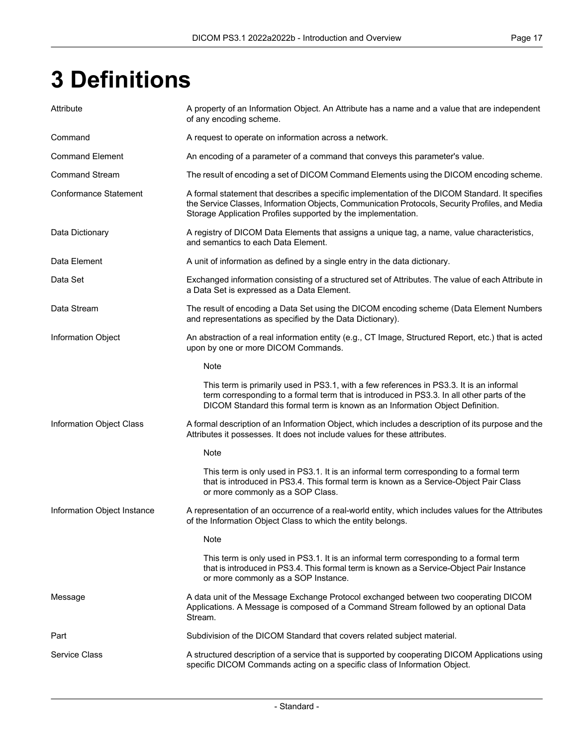# 3 Definitions

**Attribute**
A property of an Information Object. An Attribute has a name and a value that are independent of any encoding scheme.

**Command**
A request to operate on information across a network.

**Command Element**
An encoding of a parameter of a command that conveys this parameter's value.

**Command Stream**
The result of encoding a set of DICOM Command Elements using the DICOM encoding scheme.

**Conformance Statement**
A formal statement that describes a specific implementation of the DICOM Standard. It specifies the Service Classes, Information Objects, Communication Protocols, Security Profiles, and Media Storage Application Profiles supported by the implementation.

**Data Dictionary**
A registry of DICOM Data Elements that assigns a unique tag, a name, value characteristics, and semantics to each Data Element.

**Data Element**
A unit of information as defined by a single entry in the data dictionary.

**Data Set**
Exchanged information consisting of a structured set of Attributes. The value of each Attribute in a Data Set is expressed as a Data Element.

**Data Stream**
The result of encoding a Data Set using the DICOM encoding scheme (Data Element Numbers and representations as specified by the Data Dictionary).

**Information Object**
An abstraction of a real information entity (e.g., CT Image, Structured Report, etc.) that is acted upon by one or more DICOM Commands.

> Note
>
> This term is primarily used in PS3.1, with a few references in PS3.3. It is an informal term corresponding to a formal term that is introduced in PS3.3. In all other parts of the DICOM Standard this formal term is known as an Information Object Definition.

**Information Object Class**
A formal description of an Information Object, which includes a description of its purpose and the Attributes it possesses. It does not include values for these attributes.

> Note
>
> This term is only used in PS3.1. It is an informal term corresponding to a formal term that is introduced in PS3.4. This formal term is known as a Service-Object Pair Class or more commonly as a SOP Class.

**Information Object Instance**
A representation of an occurrence of a real-world entity, which includes values for the Attributes of the Information Object Class to which the entity belongs.

> Note
>
> This term is only used in PS3.1. It is an informal term corresponding to a formal term that is introduced in PS3.4. This formal term is known as a Service-Object Pair Instance or more commonly as a SOP Instance.

**Message**
A data unit of the Message Exchange Protocol exchanged between two cooperating DICOM Applications. A Message is composed of a Command Stream followed by an optional Data Stream.

**Part**
Subdivision of the DICOM Standard that covers related subject material.

**Service Class**
A structured description of a service that is supported by cooperating DICOM Applications using specific DICOM Commands acting on a specific class of Information Object.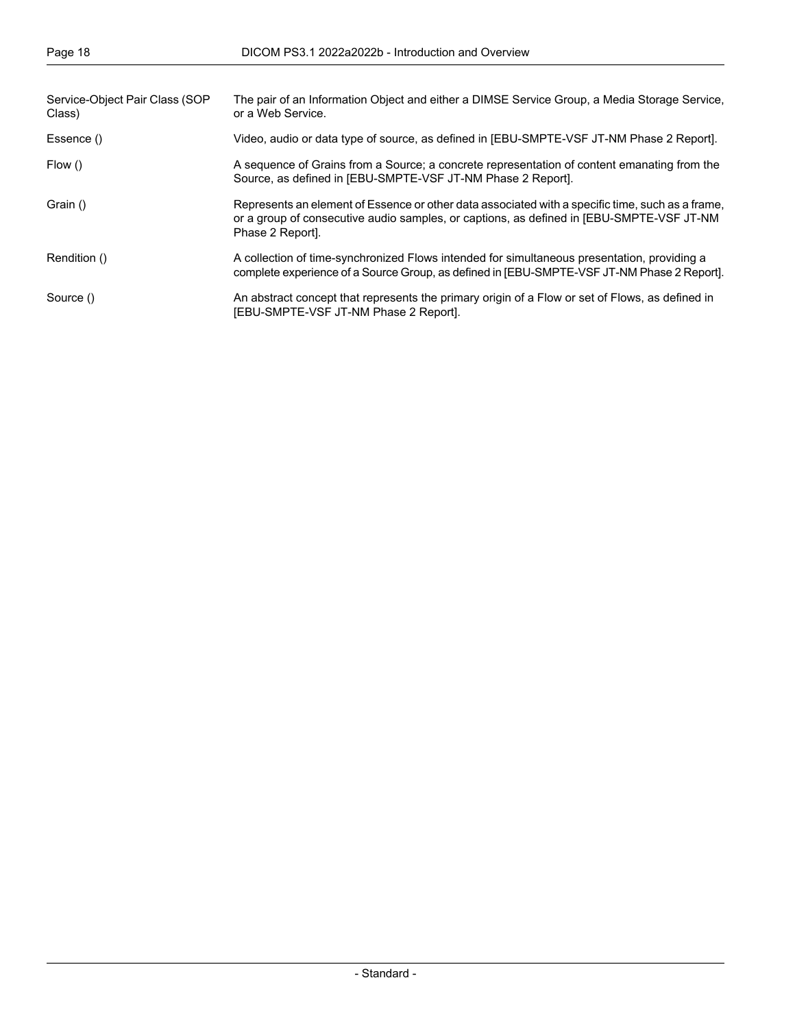Service-Object Pair Class (SOP Class)
: The pair of an Information Object and either a DIMSE Service Group, a Media Storage Service, or a Web Service.

Essence ()
: Video, audio or data type of source, as defined in [EBU-SMPTE-VSF JT-NM Phase 2 Report].

Flow ()
: A sequence of Grains from a Source; a concrete representation of content emanating from the Source, as defined in [EBU-SMPTE-VSF JT-NM Phase 2 Report].

Grain ()
: Represents an element of Essence or other data associated with a specific time, such as a frame, or a group of consecutive audio samples, or captions, as defined in [EBU-SMPTE-VSF JT-NM Phase 2 Report].

Rendition ()
: A collection of time-synchronized Flows intended for simultaneous presentation, providing a complete experience of a Source Group, as defined in [EBU-SMPTE-VSF JT-NM Phase 2 Report].

Source ()
: An abstract concept that represents the primary origin of a Flow or set of Flows, as defined in [EBU-SMPTE-VSF JT-NM Phase 2 Report].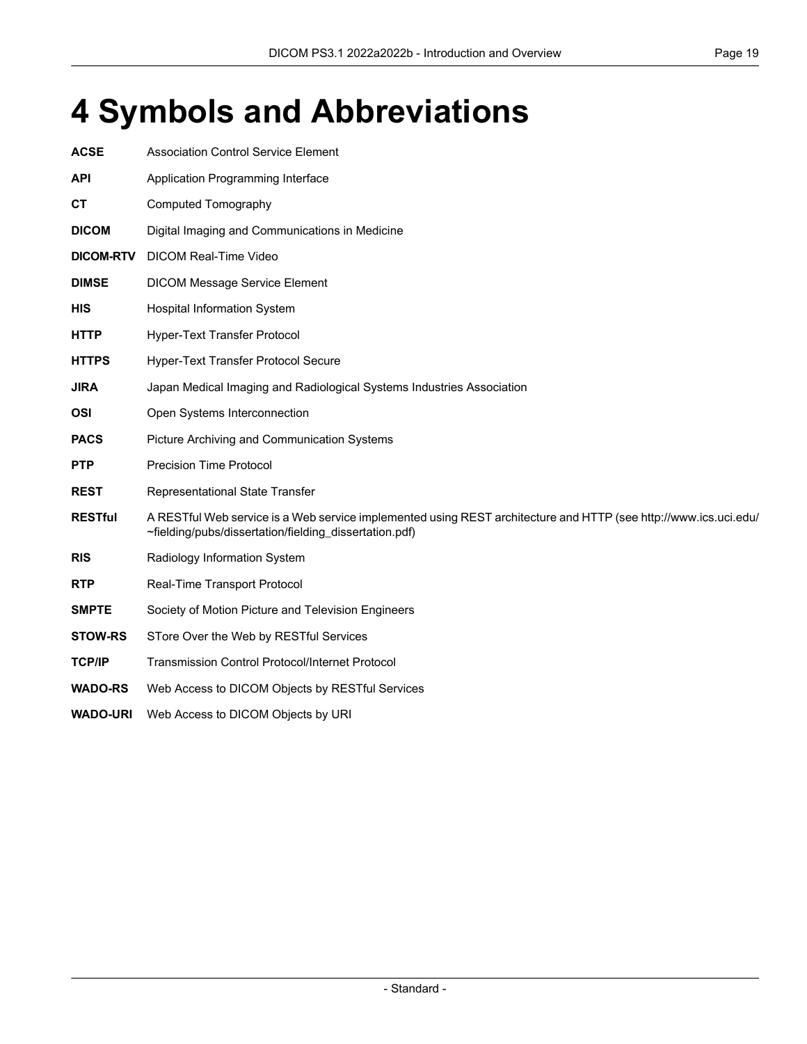# 4 Symbols and Abbreviations

**ACSE** Association Control Service Element

**API** Application Programming Interface

**CT** Computed Tomography

**DICOM** Digital Imaging and Communications in Medicine

**DICOM-RTV** DICOM Real-Time Video

**DIMSE** DICOM Message Service Element

**HIS** Hospital Information System

**HTTP** Hyper-Text Transfer Protocol

**HTTPS** Hyper-Text Transfer Protocol Secure

**JIRA** Japan Medical Imaging and Radiological Systems Industries Association

**OSI** Open Systems Interconnection

**PACS** Picture Archiving and Communication Systems

**PTP** Precision Time Protocol

**REST** Representational State Transfer

**RESTful** A RESTful Web service is a Web service implemented using REST architecture and HTTP (see http://www.ics.uci.edu/~fielding/pubs/dissertation/fielding_dissertation.pdf)

**RIS** Radiology Information System

**RTP** Real-Time Transport Protocol

**SMPTE** Society of Motion Picture and Television Engineers

**STOW-RS** STore Over the Web by RESTful Services

**TCP/IP** Transmission Control Protocol/Internet Protocol

**WADO-RS** Web Access to DICOM Objects by RESTful Services

**WADO-URI** Web Access to DICOM Objects by URI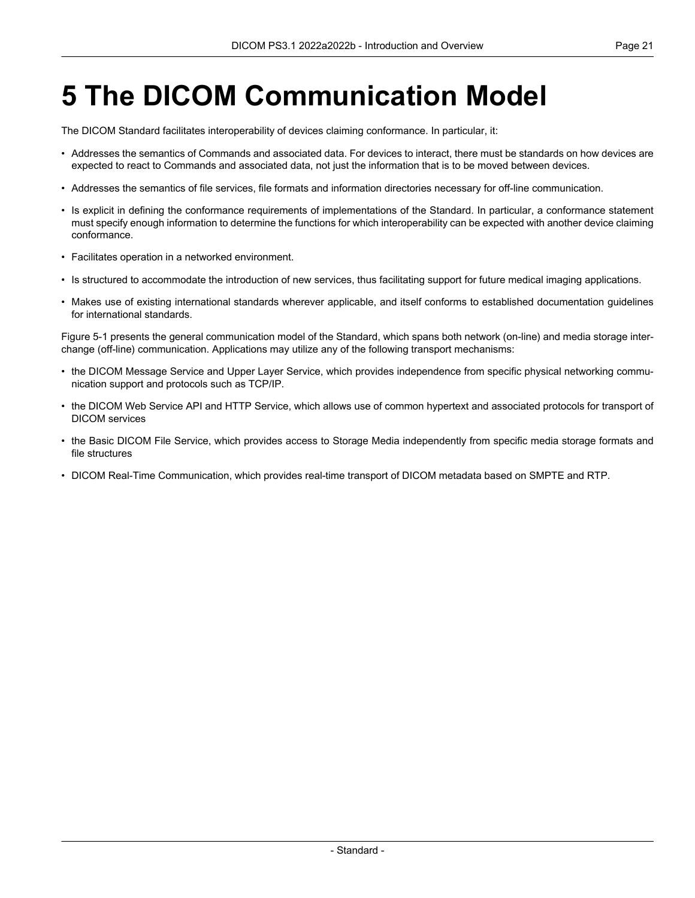# 5 The DICOM Communication Model

The DICOM Standard facilitates interoperability of devices claiming conformance. In particular, it:

- Addresses the semantics of Commands and associated data. For devices to interact, there must be standards on how devices are expected to react to Commands and associated data, not just the information that is to be moved between devices.
- Addresses the semantics of file services, file formats and information directories necessary for off-line communication.
- Is explicit in defining the conformance requirements of implementations of the Standard. In particular, a conformance statement must specify enough information to determine the functions for which interoperability can be expected with another device claiming conformance.
- Facilitates operation in a networked environment.
- Is structured to accommodate the introduction of new services, thus facilitating support for future medical imaging applications.
- Makes use of existing international standards wherever applicable, and itself conforms to established documentation guidelines for international standards.

Figure 5-1 presents the general communication model of the Standard, which spans both network (on-line) and media storage interchange (off-line) communication. Applications may utilize any of the following transport mechanisms:

- the DICOM Message Service and Upper Layer Service, which provides independence from specific physical networking communication support and protocols such as TCP/IP.
- the DICOM Web Service API and HTTP Service, which allows use of common hypertext and associated protocols for transport of DICOM services
- the Basic DICOM File Service, which provides access to Storage Media independently from specific media storage formats and file structures
- DICOM Real-Time Communication, which provides real-time transport of DICOM metadata based on SMPTE and RTP.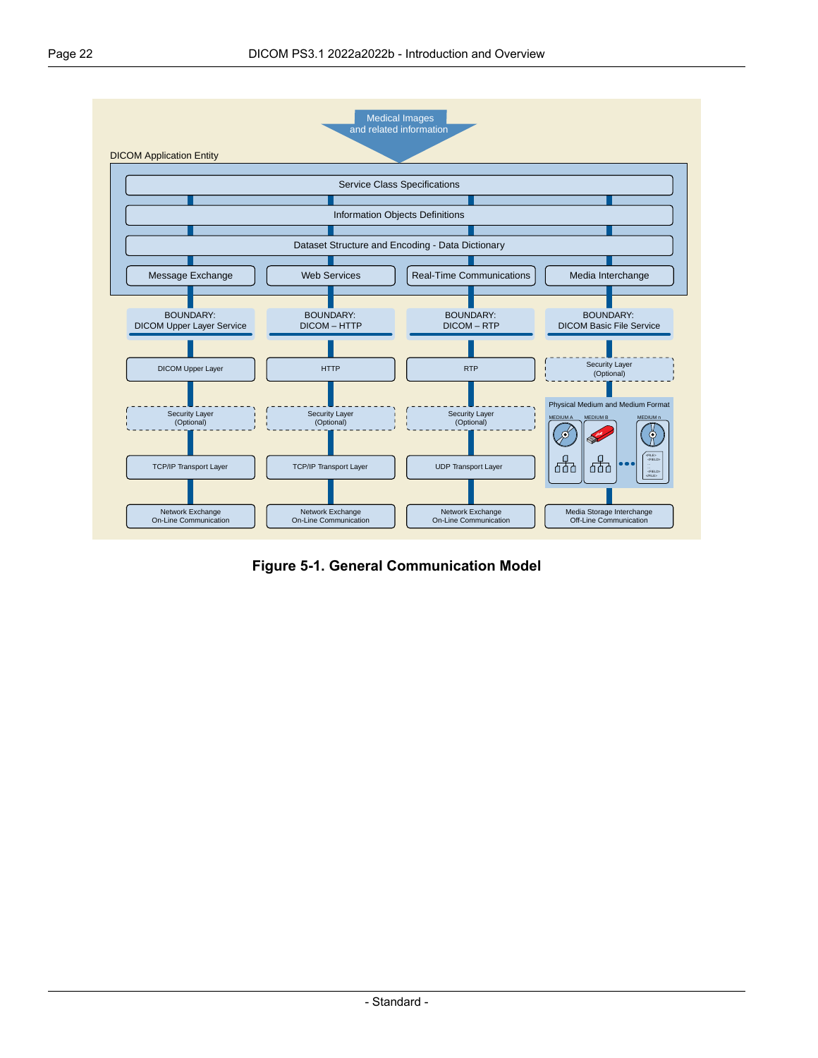**Figure 5-1. General Communication Model**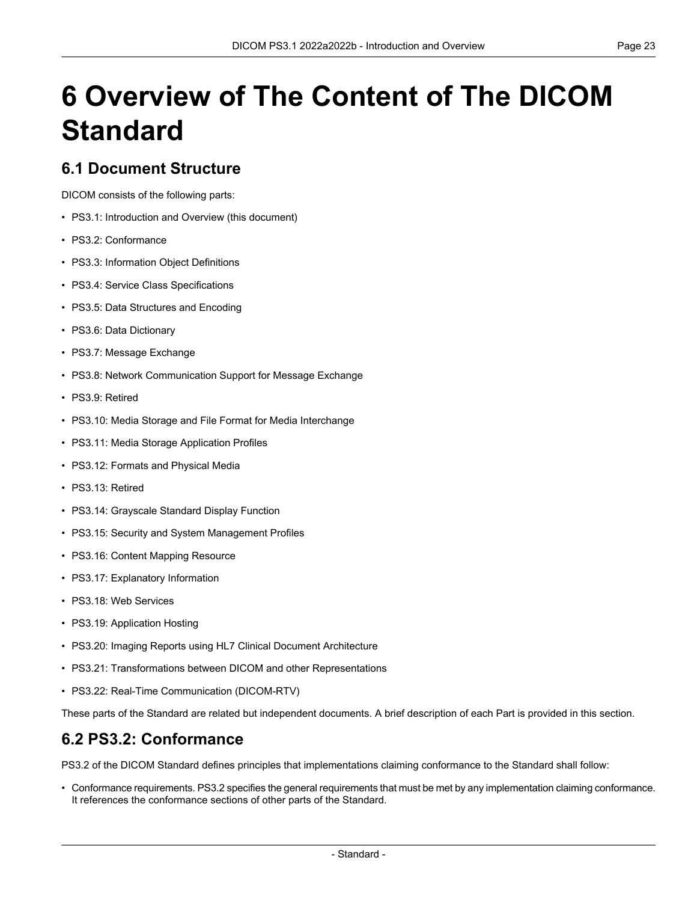# 6 Overview of The Content of The DICOM Standard

## 6.1 Document Structure

DICOM consists of the following parts:

- PS3.1: Introduction and Overview (this document)
- PS3.2: Conformance
- PS3.3: Information Object Definitions
- PS3.4: Service Class Specifications
- PS3.5: Data Structures and Encoding
- PS3.6: Data Dictionary
- PS3.7: Message Exchange
- PS3.8: Network Communication Support for Message Exchange
- PS3.9: Retired
- PS3.10: Media Storage and File Format for Media Interchange
- PS3.11: Media Storage Application Profiles
- PS3.12: Formats and Physical Media
- PS3.13: Retired
- PS3.14: Grayscale Standard Display Function
- PS3.15: Security and System Management Profiles
- PS3.16: Content Mapping Resource
- PS3.17: Explanatory Information
- PS3.18: Web Services
- PS3.19: Application Hosting
- PS3.20: Imaging Reports using HL7 Clinical Document Architecture
- PS3.21: Transformations between DICOM and other Representations
- PS3.22: Real-Time Communication (DICOM-RTV)

These parts of the Standard are related but independent documents. A brief description of each Part is provided in this section.

## 6.2 PS3.2: Conformance

PS3.2 of the DICOM Standard defines principles that implementations claiming conformance to the Standard shall follow:

- Conformance requirements. PS3.2 specifies the general requirements that must be met by any implementation claiming conformance. It references the conformance sections of other parts of the Standard.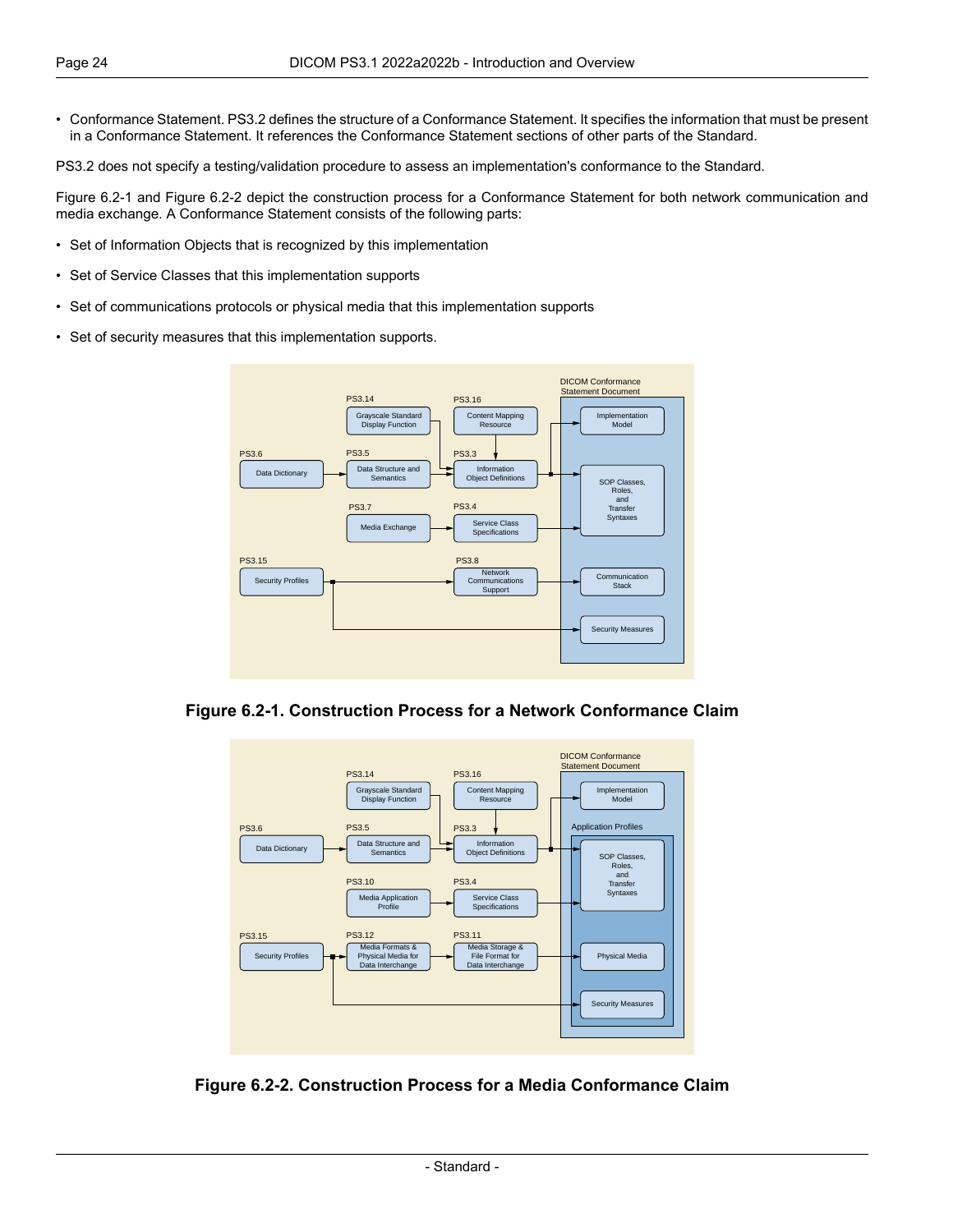- Conformance Statement. PS3.2 defines the structure of a Conformance Statement. It specifies the information that must be present in a Conformance Statement. It references the Conformance Statement sections of other parts of the Standard.

PS3.2 does not specify a testing/validation procedure to assess an implementation's conformance to the Standard.

Figure 6.2-1 and Figure 6.2-2 depict the construction process for a Conformance Statement for both network communication and media exchange. A Conformance Statement consists of the following parts:

- Set of Information Objects that is recognized by this implementation
- Set of Service Classes that this implementation supports
- Set of communications protocols or physical media that this implementation supports
- Set of security measures that this implementation supports.

**Figure 6.2-1. Construction Process for a Network Conformance Claim**

**Figure 6.2-2. Construction Process for a Media Conformance Claim**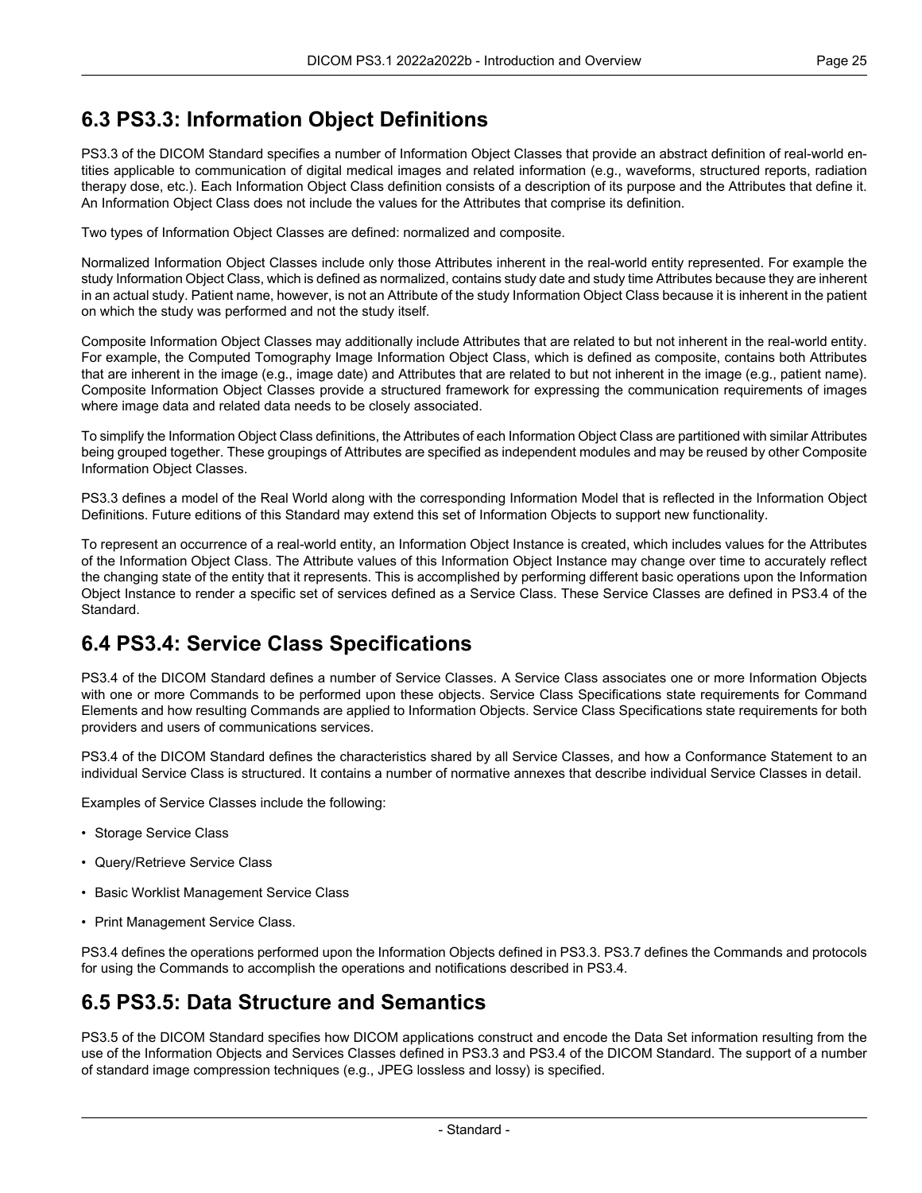## 6.3 PS3.3: Information Object Definitions

PS3.3 of the DICOM Standard specifies a number of Information Object Classes that provide an abstract definition of real-world entities applicable to communication of digital medical images and related information (e.g., waveforms, structured reports, radiation therapy dose, etc.). Each Information Object Class definition consists of a description of its purpose and the Attributes that define it. An Information Object Class does not include the values for the Attributes that comprise its definition.

Two types of Information Object Classes are defined: normalized and composite.

Normalized Information Object Classes include only those Attributes inherent in the real-world entity represented. For example the study Information Object Class, which is defined as normalized, contains study date and study time Attributes because they are inherent in an actual study. Patient name, however, is not an Attribute of the study Information Object Class because it is inherent in the patient on which the study was performed and not the study itself.

Composite Information Object Classes may additionally include Attributes that are related to but not inherent in the real-world entity. For example, the Computed Tomography Image Information Object Class, which is defined as composite, contains both Attributes that are inherent in the image (e.g., image date) and Attributes that are related to but not inherent in the image (e.g., patient name). Composite Information Object Classes provide a structured framework for expressing the communication requirements of images where image data and related data needs to be closely associated.

To simplify the Information Object Class definitions, the Attributes of each Information Object Class are partitioned with similar Attributes being grouped together. These groupings of Attributes are specified as independent modules and may be reused by other Composite Information Object Classes.

PS3.3 defines a model of the Real World along with the corresponding Information Model that is reflected in the Information Object Definitions. Future editions of this Standard may extend this set of Information Objects to support new functionality.

To represent an occurrence of a real-world entity, an Information Object Instance is created, which includes values for the Attributes of the Information Object Class. The Attribute values of this Information Object Instance may change over time to accurately reflect the changing state of the entity that it represents. This is accomplished by performing different basic operations upon the Information Object Instance to render a specific set of services defined as a Service Class. These Service Classes are defined in PS3.4 of the Standard.

## 6.4 PS3.4: Service Class Specifications

PS3.4 of the DICOM Standard defines a number of Service Classes. A Service Class associates one or more Information Objects with one or more Commands to be performed upon these objects. Service Class Specifications state requirements for Command Elements and how resulting Commands are applied to Information Objects. Service Class Specifications state requirements for both providers and users of communications services.

PS3.4 of the DICOM Standard defines the characteristics shared by all Service Classes, and how a Conformance Statement to an individual Service Class is structured. It contains a number of normative annexes that describe individual Service Classes in detail.

Examples of Service Classes include the following:

- Storage Service Class
- Query/Retrieve Service Class
- Basic Worklist Management Service Class
- Print Management Service Class.

PS3.4 defines the operations performed upon the Information Objects defined in PS3.3. PS3.7 defines the Commands and protocols for using the Commands to accomplish the operations and notifications described in PS3.4.

## 6.5 PS3.5: Data Structure and Semantics

PS3.5 of the DICOM Standard specifies how DICOM applications construct and encode the Data Set information resulting from the use of the Information Objects and Services Classes defined in PS3.3 and PS3.4 of the DICOM Standard. The support of a number of standard image compression techniques (e.g., JPEG lossless and lossy) is specified.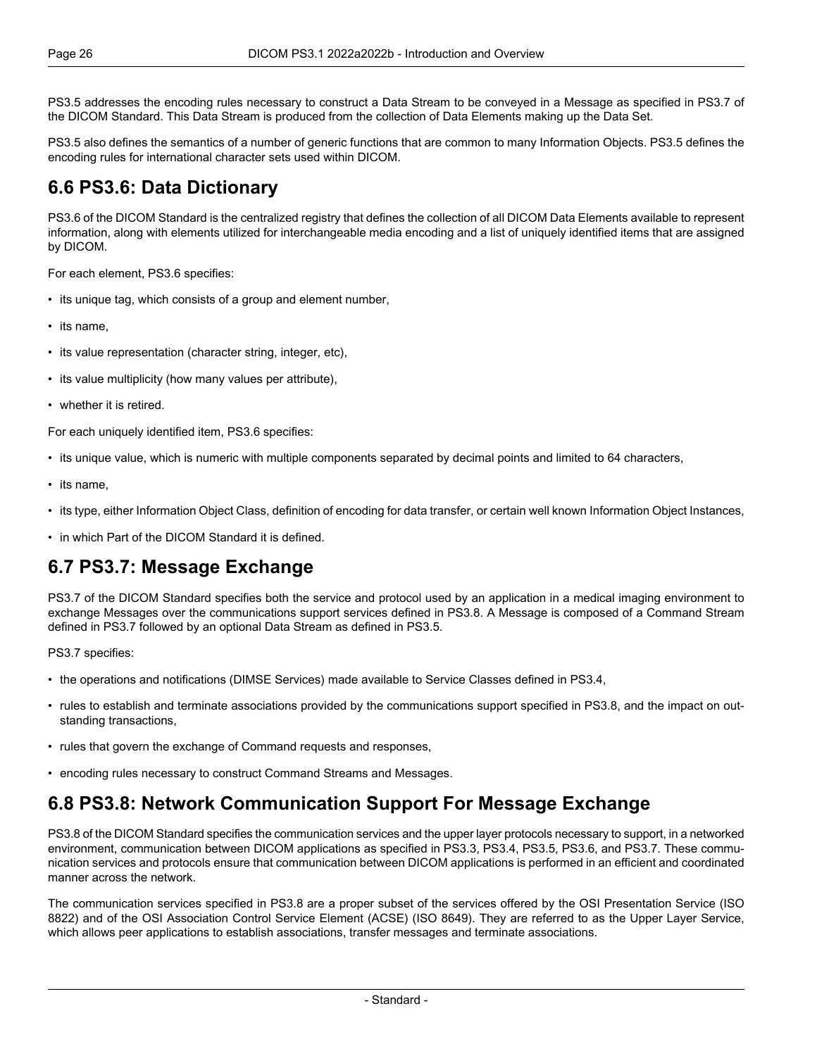PS3.5 addresses the encoding rules necessary to construct a Data Stream to be conveyed in a Message as specified in PS3.7 of the DICOM Standard. This Data Stream is produced from the collection of Data Elements making up the Data Set.

PS3.5 also defines the semantics of a number of generic functions that are common to many Information Objects. PS3.5 defines the encoding rules for international character sets used within DICOM.

## 6.6 PS3.6: Data Dictionary

PS3.6 of the DICOM Standard is the centralized registry that defines the collection of all DICOM Data Elements available to represent information, along with elements utilized for interchangeable media encoding and a list of uniquely identified items that are assigned by DICOM.

For each element, PS3.6 specifies:

- its unique tag, which consists of a group and element number,
- its name,
- its value representation (character string, integer, etc),
- its value multiplicity (how many values per attribute),
- whether it is retired.

For each uniquely identified item, PS3.6 specifies:

- its unique value, which is numeric with multiple components separated by decimal points and limited to 64 characters,
- its name,
- its type, either Information Object Class, definition of encoding for data transfer, or certain well known Information Object Instances,
- in which Part of the DICOM Standard it is defined.

## 6.7 PS3.7: Message Exchange

PS3.7 of the DICOM Standard specifies both the service and protocol used by an application in a medical imaging environment to exchange Messages over the communications support services defined in PS3.8. A Message is composed of a Command Stream defined in PS3.7 followed by an optional Data Stream as defined in PS3.5.

PS3.7 specifies:

- the operations and notifications (DIMSE Services) made available to Service Classes defined in PS3.4,
- rules to establish and terminate associations provided by the communications support specified in PS3.8, and the impact on outstanding transactions,
- rules that govern the exchange of Command requests and responses,
- encoding rules necessary to construct Command Streams and Messages.

## 6.8 PS3.8: Network Communication Support For Message Exchange

PS3.8 of the DICOM Standard specifies the communication services and the upper layer protocols necessary to support, in a networked environment, communication between DICOM applications as specified in PS3.3, PS3.4, PS3.5, PS3.6, and PS3.7. These communication services and protocols ensure that communication between DICOM applications is performed in an efficient and coordinated manner across the network.

The communication services specified in PS3.8 are a proper subset of the services offered by the OSI Presentation Service (ISO 8822) and of the OSI Association Control Service Element (ACSE) (ISO 8649). They are referred to as the Upper Layer Service, which allows peer applications to establish associations, transfer messages and terminate associations.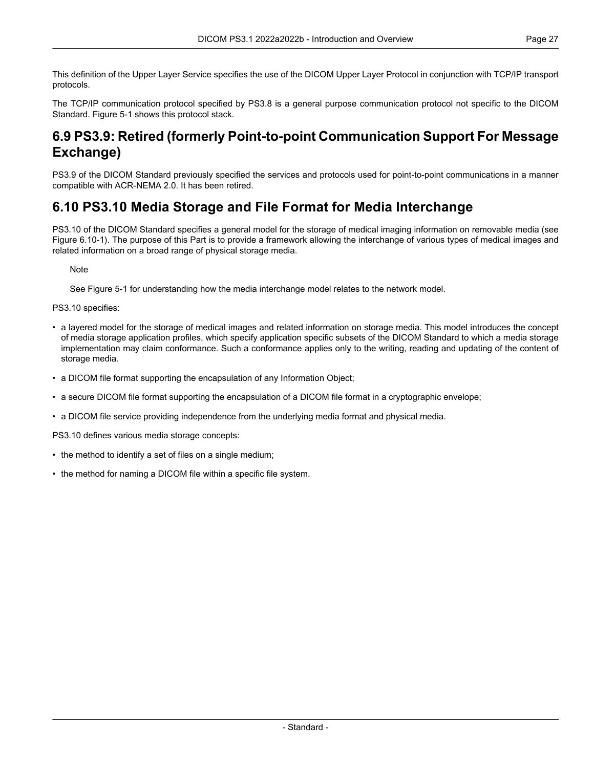This definition of the Upper Layer Service specifies the use of the DICOM Upper Layer Protocol in conjunction with TCP/IP transport protocols.

The TCP/IP communication protocol specified by PS3.8 is a general purpose communication protocol not specific to the DICOM Standard. Figure 5-1 shows this protocol stack.

## 6.9 PS3.9: Retired (formerly Point-to-point Communication Support For Message Exchange)

PS3.9 of the DICOM Standard previously specified the services and protocols used for point-to-point communications in a manner compatible with ACR-NEMA 2.0. It has been retired.

## 6.10 PS3.10 Media Storage and File Format for Media Interchange

PS3.10 of the DICOM Standard specifies a general model for the storage of medical imaging information on removable media (see Figure 6.10-1). The purpose of this Part is to provide a framework allowing the interchange of various types of medical images and related information on a broad range of physical storage media.

> Note
>
> See Figure 5-1 for understanding how the media interchange model relates to the network model.

PS3.10 specifies:

- a layered model for the storage of medical images and related information on storage media. This model introduces the concept of media storage application profiles, which specify application specific subsets of the DICOM Standard to which a media storage implementation may claim conformance. Such a conformance applies only to the writing, reading and updating of the content of storage media.
- a DICOM file format supporting the encapsulation of any Information Object;
- a secure DICOM file format supporting the encapsulation of a DICOM file format in a cryptographic envelope;
- a DICOM file service providing independence from the underlying media format and physical media.

PS3.10 defines various media storage concepts:

- the method to identify a set of files on a single medium;
- the method for naming a DICOM file within a specific file system.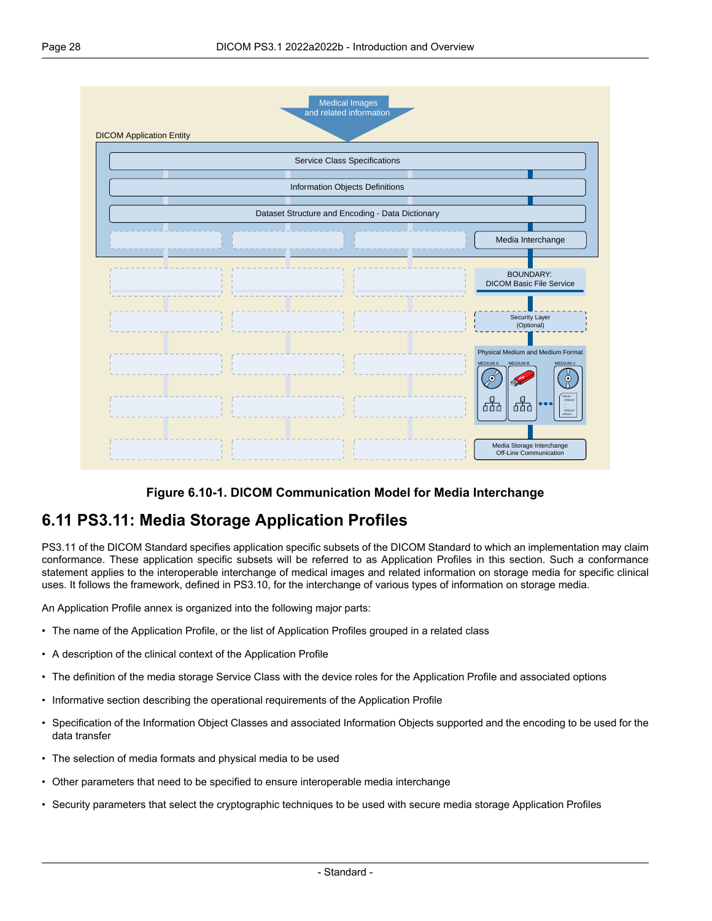**Figure 6.10-1. DICOM Communication Model for Media Interchange**

## 6.11 PS3.11: Media Storage Application Profiles

PS3.11 of the DICOM Standard specifies application specific subsets of the DICOM Standard to which an implementation may claim conformance. These application specific subsets will be referred to as Application Profiles in this section. Such a conformance statement applies to the interoperable interchange of medical images and related information on storage media for specific clinical uses. It follows the framework, defined in PS3.10, for the interchange of various types of information on storage media.

An Application Profile annex is organized into the following major parts:

- The name of the Application Profile, or the list of Application Profiles grouped in a related class
- A description of the clinical context of the Application Profile
- The definition of the media storage Service Class with the device roles for the Application Profile and associated options
- Informative section describing the operational requirements of the Application Profile
- Specification of the Information Object Classes and associated Information Objects supported and the encoding to be used for the data transfer
- The selection of media formats and physical media to be used
- Other parameters that need to be specified to ensure interoperable media interchange
- Security parameters that select the cryptographic techniques to be used with secure media storage Application Profiles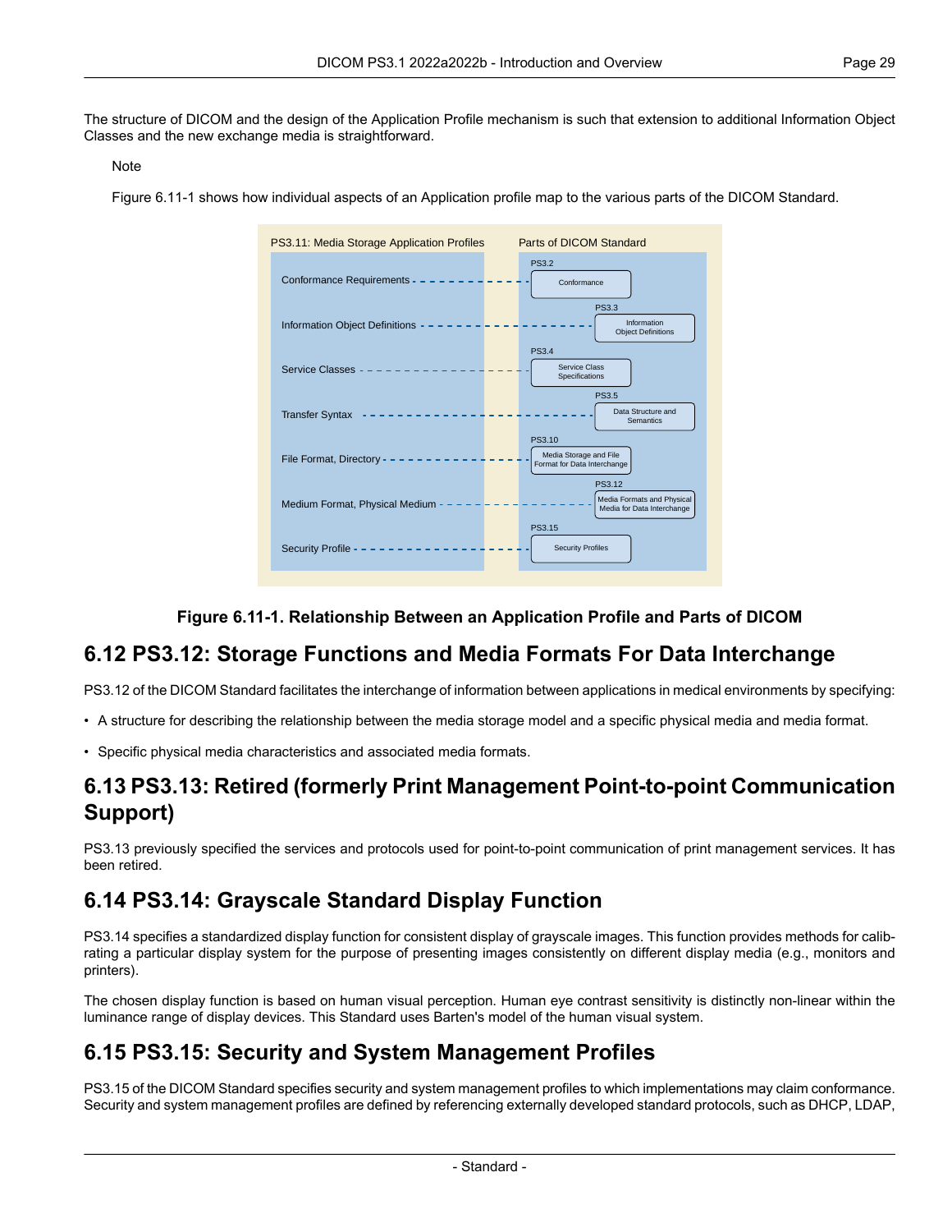The structure of DICOM and the design of the Application Profile mechanism is such that extension to additional Information Object Classes and the new exchange media is straightforward.

Note

Figure 6.11-1 shows how individual aspects of an Application profile map to the various parts of the DICOM Standard.

| PS3.11: Media Storage Application Profiles | Parts of DICOM Standard |
|---|---|
| Conformance Requirements | PS3.2 Conformance |
| Information Object Definitions | PS3.3 Information Object Definitions |
| Service Classes | PS3.4 Service Class Specifications |
| Transfer Syntax | PS3.5 Data Structure and Semantics |
| File Format, Directory | PS3.10 Media Storage and File Format for Data Interchange |
| Medium Format, Physical Medium | PS3.12 Media Formats and Physical Media for Data Interchange |
| Security Profile | PS3.15 Security Profiles |

**Figure 6.11-1. Relationship Between an Application Profile and Parts of DICOM**

## 6.12 PS3.12: Storage Functions and Media Formats For Data Interchange

PS3.12 of the DICOM Standard facilitates the interchange of information between applications in medical environments by specifying:

- A structure for describing the relationship between the media storage model and a specific physical media and media format.
- Specific physical media characteristics and associated media formats.

## 6.13 PS3.13: Retired (formerly Print Management Point-to-point Communication Support)

PS3.13 previously specified the services and protocols used for point-to-point communication of print management services. It has been retired.

## 6.14 PS3.14: Grayscale Standard Display Function

PS3.14 specifies a standardized display function for consistent display of grayscale images. This function provides methods for calibrating a particular display system for the purpose of presenting images consistently on different display media (e.g., monitors and printers).

The chosen display function is based on human visual perception. Human eye contrast sensitivity is distinctly non-linear within the luminance range of display devices. This Standard uses Barten's model of the human visual system.

## 6.15 PS3.15: Security and System Management Profiles

PS3.15 of the DICOM Standard specifies security and system management profiles to which implementations may claim conformance. Security and system management profiles are defined by referencing externally developed standard protocols, such as DHCP, LDAP,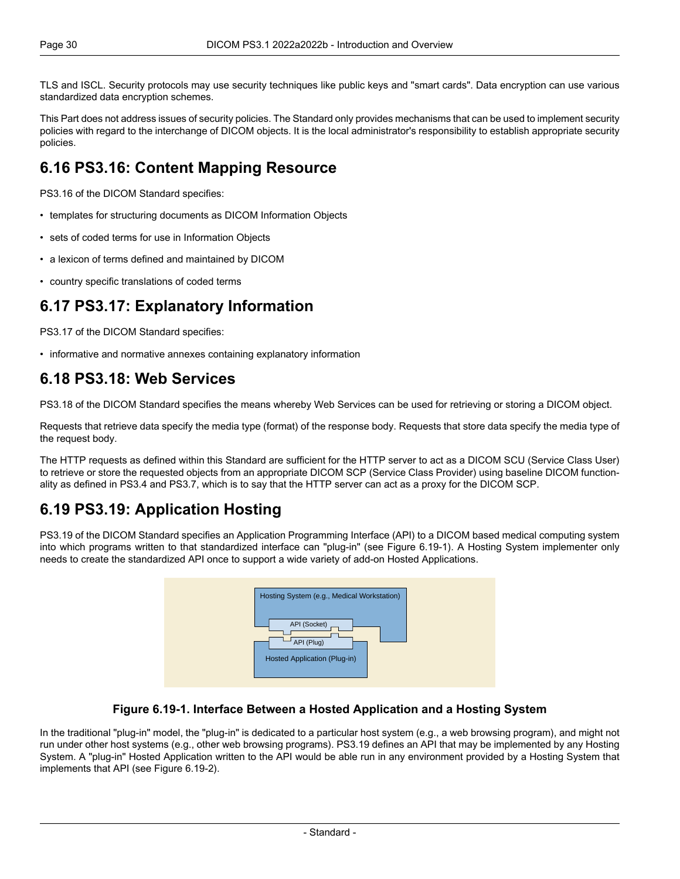TLS and ISCL. Security protocols may use security techniques like public keys and "smart cards". Data encryption can use various standardized data encryption schemes.

This Part does not address issues of security policies. The Standard only provides mechanisms that can be used to implement security policies with regard to the interchange of DICOM objects. It is the local administrator's responsibility to establish appropriate security policies.

## 6.16 PS3.16: Content Mapping Resource

PS3.16 of the DICOM Standard specifies:

- templates for structuring documents as DICOM Information Objects
- sets of coded terms for use in Information Objects
- a lexicon of terms defined and maintained by DICOM
- country specific translations of coded terms

## 6.17 PS3.17: Explanatory Information

PS3.17 of the DICOM Standard specifies:

- informative and normative annexes containing explanatory information

## 6.18 PS3.18: Web Services

PS3.18 of the DICOM Standard specifies the means whereby Web Services can be used for retrieving or storing a DICOM object.

Requests that retrieve data specify the media type (format) of the response body. Requests that store data specify the media type of the request body.

The HTTP requests as defined within this Standard are sufficient for the HTTP server to act as a DICOM SCU (Service Class User) to retrieve or store the requested objects from an appropriate DICOM SCP (Service Class Provider) using baseline DICOM functionality as defined in PS3.4 and PS3.7, which is to say that the HTTP server can act as a proxy for the DICOM SCP.

## 6.19 PS3.19: Application Hosting

PS3.19 of the DICOM Standard specifies an Application Programming Interface (API) to a DICOM based medical computing system into which programs written to that standardized interface can "plug-in" (see Figure 6.19-1). A Hosting System implementer only needs to create the standardized API once to support a wide variety of add-on Hosted Applications.

Hosting System (e.g., Medical Workstation)

API (Socket)

API (Plug)

Hosted Application (Plug-in)

**Figure 6.19-1. Interface Between a Hosted Application and a Hosting System**

In the traditional "plug-in" model, the "plug-in" is dedicated to a particular host system (e.g., a web browsing program), and might not run under other host systems (e.g., other web browsing programs). PS3.19 defines an API that may be implemented by any Hosting System. A "plug-in" Hosted Application written to the API would be able run in any environment provided by a Hosting System that implements that API (see Figure 6.19-2).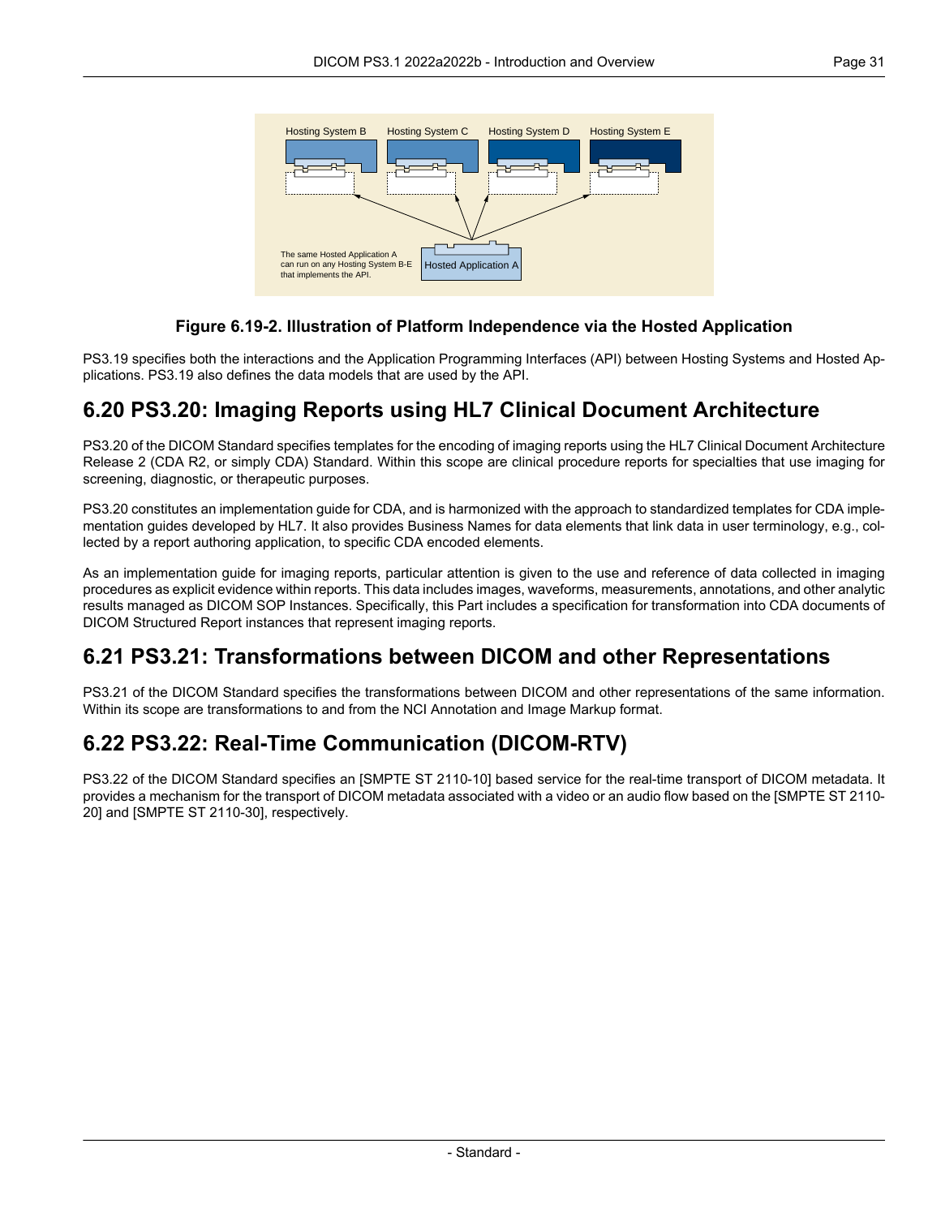Figure 6.19-2. Illustration of Platform Independence via the Hosted Application

PS3.19 specifies both the interactions and the Application Programming Interfaces (API) between Hosting Systems and Hosted Applications. PS3.19 also defines the data models that are used by the API.

## 6.20 PS3.20: Imaging Reports using HL7 Clinical Document Architecture

PS3.20 of the DICOM Standard specifies templates for the encoding of imaging reports using the HL7 Clinical Document Architecture Release 2 (CDA R2, or simply CDA) Standard. Within this scope are clinical procedure reports for specialties that use imaging for screening, diagnostic, or therapeutic purposes.

PS3.20 constitutes an implementation guide for CDA, and is harmonized with the approach to standardized templates for CDA implementation guides developed by HL7. It also provides Business Names for data elements that link data in user terminology, e.g., collected by a report authoring application, to specific CDA encoded elements.

As an implementation guide for imaging reports, particular attention is given to the use and reference of data collected in imaging procedures as explicit evidence within reports. This data includes images, waveforms, measurements, annotations, and other analytic results managed as DICOM SOP Instances. Specifically, this Part includes a specification for transformation into CDA documents of DICOM Structured Report instances that represent imaging reports.

## 6.21 PS3.21: Transformations between DICOM and other Representations

PS3.21 of the DICOM Standard specifies the transformations between DICOM and other representations of the same information. Within its scope are transformations to and from the NCI Annotation and Image Markup format.

## 6.22 PS3.22: Real-Time Communication (DICOM-RTV)

PS3.22 of the DICOM Standard specifies an [SMPTE ST 2110-10] based service for the real-time transport of DICOM metadata. It provides a mechanism for the transport of DICOM metadata associated with a video or an audio flow based on the [SMPTE ST 2110-20] and [SMPTE ST 2110-30], respectively.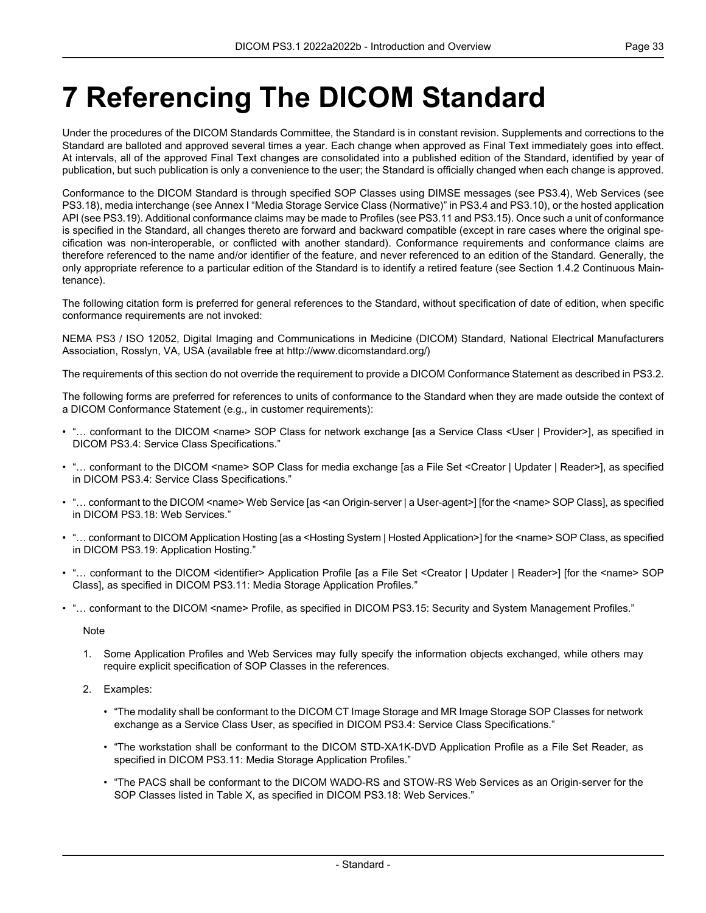# 7 Referencing The DICOM Standard

Under the procedures of the DICOM Standards Committee, the Standard is in constant revision. Supplements and corrections to the Standard are balloted and approved several times a year. Each change when approved as Final Text immediately goes into effect. At intervals, all of the approved Final Text changes are consolidated into a published edition of the Standard, identified by year of publication, but such publication is only a convenience to the user; the Standard is officially changed when each change is approved.

Conformance to the DICOM Standard is through specified SOP Classes using DIMSE messages (see PS3.4), Web Services (see PS3.18), media interchange (see Annex I "Media Storage Service Class (Normative)" in PS3.4 and PS3.10), or the hosted application API (see PS3.19). Additional conformance claims may be made to Profiles (see PS3.11 and PS3.15). Once such a unit of conformance is specified in the Standard, all changes thereto are forward and backward compatible (except in rare cases where the original specification was non-interoperable, or conflicted with another standard). Conformance requirements and conformance claims are therefore referenced to the name and/or identifier of the feature, and never referenced to an edition of the Standard. Generally, the only appropriate reference to a particular edition of the Standard is to identify a retired feature (see Section 1.4.2 Continuous Maintenance).

The following citation form is preferred for general references to the Standard, without specification of date of edition, when specific conformance requirements are not invoked:

NEMA PS3 / ISO 12052, Digital Imaging and Communications in Medicine (DICOM) Standard, National Electrical Manufacturers Association, Rosslyn, VA, USA (available free at http://www.dicomstandard.org/)

The requirements of this section do not override the requirement to provide a DICOM Conformance Statement as described in PS3.2.

The following forms are preferred for references to units of conformance to the Standard when they are made outside the context of a DICOM Conformance Statement (e.g., in customer requirements):

- "… conformant to the DICOM <name> SOP Class for network exchange [as a Service Class <User | Provider>], as specified in DICOM PS3.4: Service Class Specifications."
- "… conformant to the DICOM <name> SOP Class for media exchange [as a File Set <Creator | Updater | Reader>], as specified in DICOM PS3.4: Service Class Specifications."
- "… conformant to the DICOM <name> Web Service [as <an Origin-server | a User-agent>] [for the <name> SOP Class], as specified in DICOM PS3.18: Web Services."
- "… conformant to DICOM Application Hosting [as a <Hosting System | Hosted Application>] for the <name> SOP Class, as specified in DICOM PS3.19: Application Hosting."
- "… conformant to the DICOM <identifier> Application Profile [as a File Set <Creator | Updater | Reader>] [for the <name> SOP Class], as specified in DICOM PS3.11: Media Storage Application Profiles."
- "… conformant to the DICOM <name> Profile, as specified in DICOM PS3.15: Security and System Management Profiles."

Note

1. Some Application Profiles and Web Services may fully specify the information objects exchanged, while others may require explicit specification of SOP Classes in the references.
2. Examples:
   - "The modality shall be conformant to the DICOM CT Image Storage and MR Image Storage SOP Classes for network exchange as a Service Class User, as specified in DICOM PS3.4: Service Class Specifications."
   - "The workstation shall be conformant to the DICOM STD-XA1K-DVD Application Profile as a File Set Reader, as specified in DICOM PS3.11: Media Storage Application Profiles."
   - "The PACS shall be conformant to the DICOM WADO-RS and STOW-RS Web Services as an Origin-server for the SOP Classes listed in Table X, as specified in DICOM PS3.18: Web Services."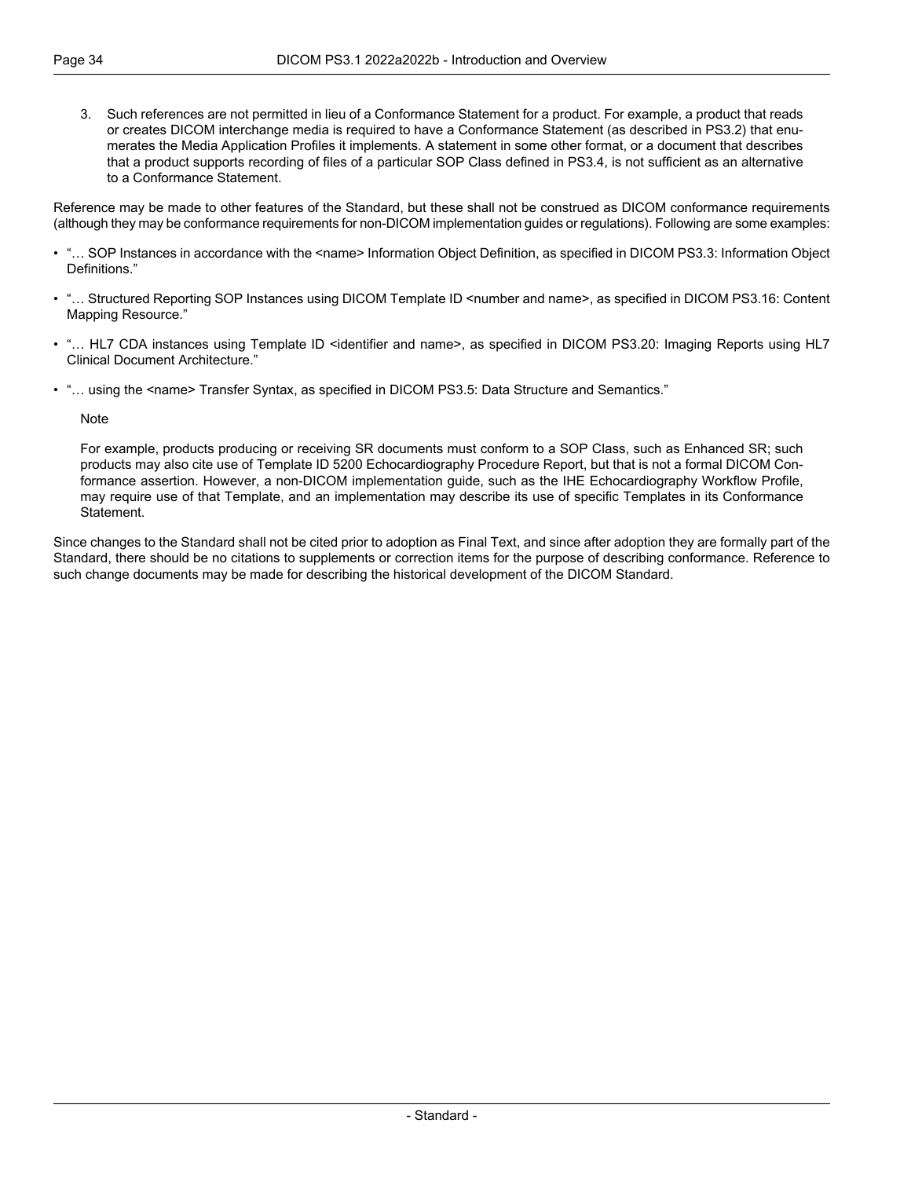3. Such references are not permitted in lieu of a Conformance Statement for a product. For example, a product that reads or creates DICOM interchange media is required to have a Conformance Statement (as described in PS3.2) that enumerates the Media Application Profiles it implements. A statement in some other format, or a document that describes that a product supports recording of files of a particular SOP Class defined in PS3.4, is not sufficient as an alternative to a Conformance Statement.

Reference may be made to other features of the Standard, but these shall not be construed as DICOM conformance requirements (although they may be conformance requirements for non-DICOM implementation guides or regulations). Following are some examples:

- "… SOP Instances in accordance with the <name> Information Object Definition, as specified in DICOM PS3.3: Information Object Definitions."
- "… Structured Reporting SOP Instances using DICOM Template ID <number and name>, as specified in DICOM PS3.16: Content Mapping Resource."
- "… HL7 CDA instances using Template ID <identifier and name>, as specified in DICOM PS3.20: Imaging Reports using HL7 Clinical Document Architecture."
- "… using the <name> Transfer Syntax, as specified in DICOM PS3.5: Data Structure and Semantics."

Note

For example, products producing or receiving SR documents must conform to a SOP Class, such as Enhanced SR; such products may also cite use of Template ID 5200 Echocardiography Procedure Report, but that is not a formal DICOM Conformance assertion. However, a non-DICOM implementation guide, such as the IHE Echocardiography Workflow Profile, may require use of that Template, and an implementation may describe its use of specific Templates in its Conformance Statement.

Since changes to the Standard shall not be cited prior to adoption as Final Text, and since after adoption they are formally part of the Standard, there should be no citations to supplements or correction items for the purpose of describing conformance. Reference to such change documents may be made for describing the historical development of the DICOM Standard.